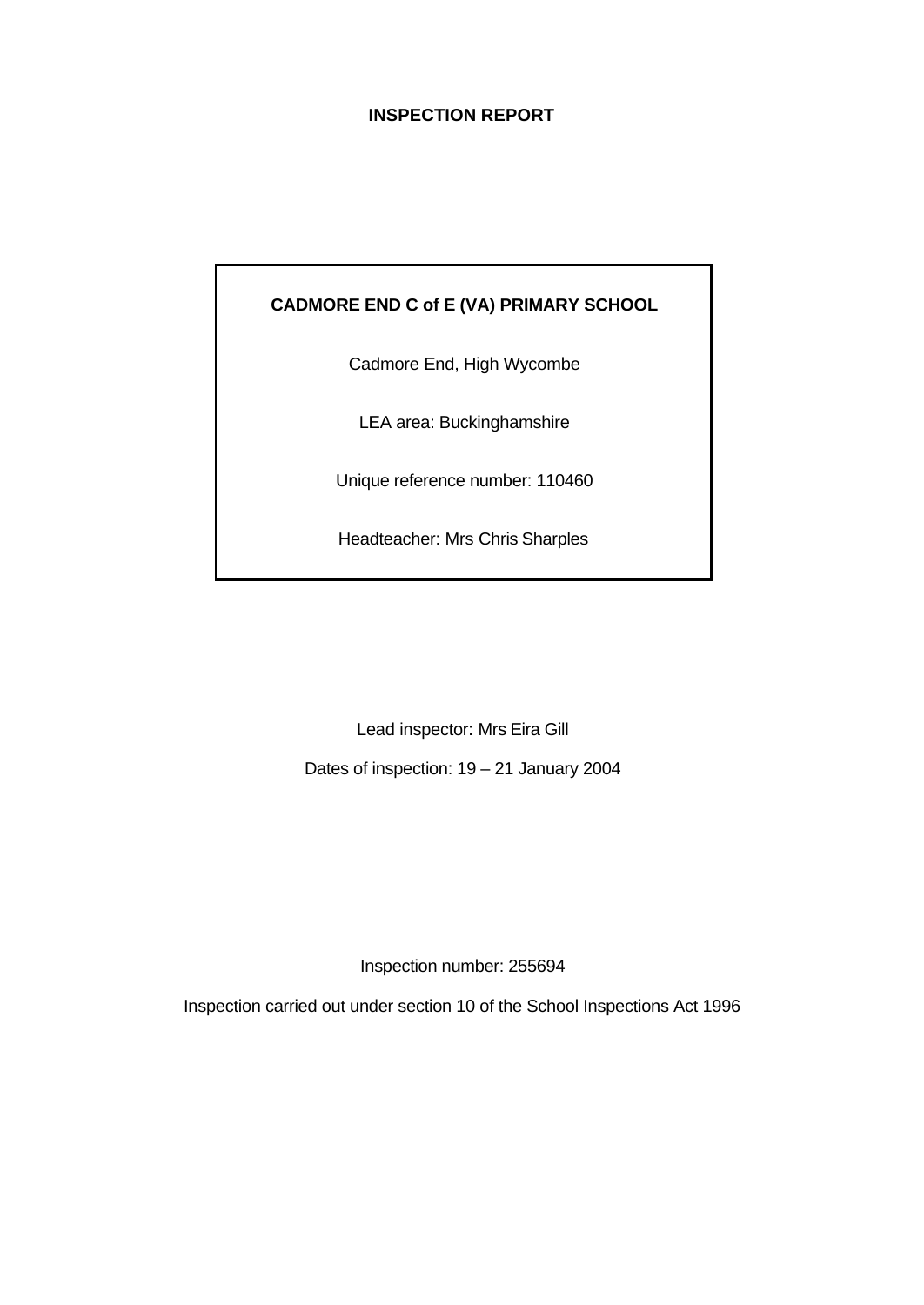# INSPECTION REPORT

**CADMORE END C of E (VA) PRIMARY SCHOOL**

Cadmore End, High Wycombe

LEA area: Buckinghamshire

Unique reference number: 110460

Headteacher: Mrs Chris Sharples

Lead inspector: Mrs Eira Gill

Dates of inspection: 19 – 21 January 2004

Inspection number: 255694

Inspection carried out under section 10 of the School Inspections Act 1996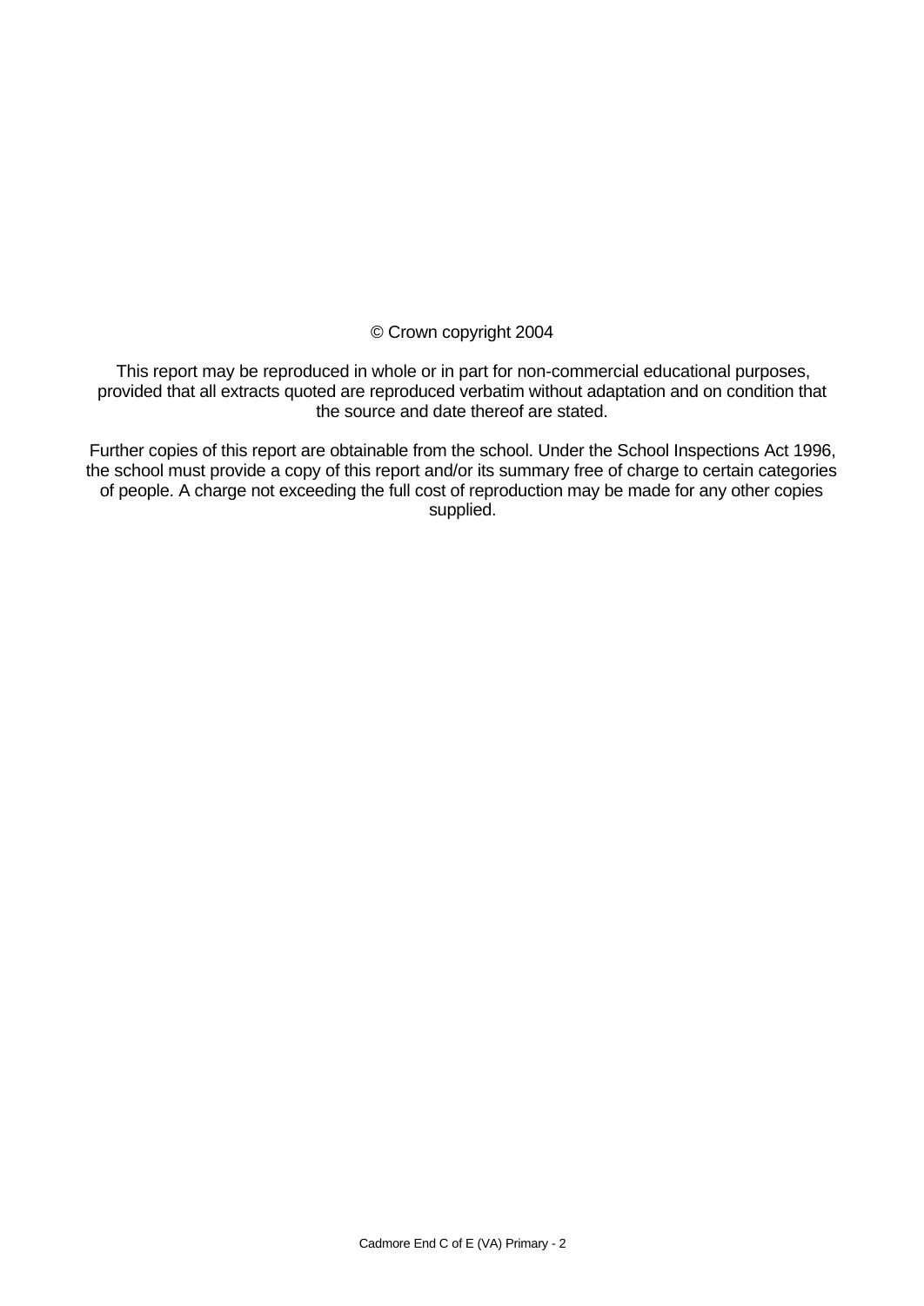© Crown copyright 2004

This report may be reproduced in whole or in part for non-commercial educational purposes, provided that all extracts quoted are reproduced verbatim without adaptation and on condition that the source and date thereof are stated.

Further copies of this report are obtainable from the school. Under the School Inspections Act 1996, the school must provide a copy of this report and/or its summary free of charge to certain categories of people. A charge not exceeding the full cost of reproduction may be made for any other copies supplied.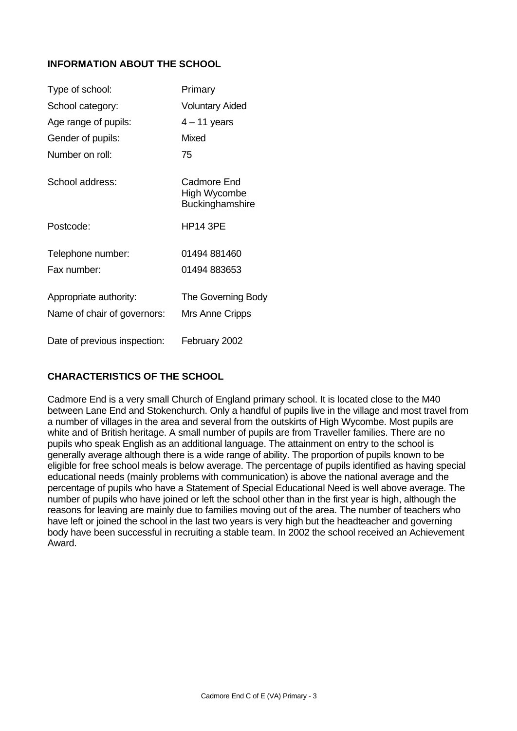## INFORMATION ABOUT THE SCHOOL

| | |
|---|---|
| Type of school: | Primary |
| School category: | Voluntary Aided |
| Age range of pupils: | 4 – 11 years |
| Gender of pupils: | Mixed |
| Number on roll: | 75 |
| School address: | Cadmore End<br>High Wycombe<br>Buckinghamshire |
| Postcode: | HP14 3PE |
| Telephone number: | 01494 881460 |
| Fax number: | 01494 883653 |
| Appropriate authority: | The Governing Body |
| Name of chair of governors: | Mrs Anne Cripps |
| Date of previous inspection: | February 2002 |

## CHARACTERISTICS OF THE SCHOOL

Cadmore End is a very small Church of England primary school. It is located close to the M40 between Lane End and Stokenchurch. Only a handful of pupils live in the village and most travel from a number of villages in the area and several from the outskirts of High Wycombe. Most pupils are white and of British heritage. A small number of pupils are from Traveller families. There are no pupils who speak English as an additional language. The attainment on entry to the school is generally average although there is a wide range of ability. The proportion of pupils known to be eligible for free school meals is below average. The percentage of pupils identified as having special educational needs (mainly problems with communication) is above the national average and the percentage of pupils who have a Statement of Special Educational Need is well above average. The number of pupils who have joined or left the school other than in the first year is high, although the reasons for leaving are mainly due to families moving out of the area. The number of teachers who have left or joined the school in the last two years is very high but the headteacher and governing body have been successful in recruiting a stable team. In 2002 the school received an Achievement Award.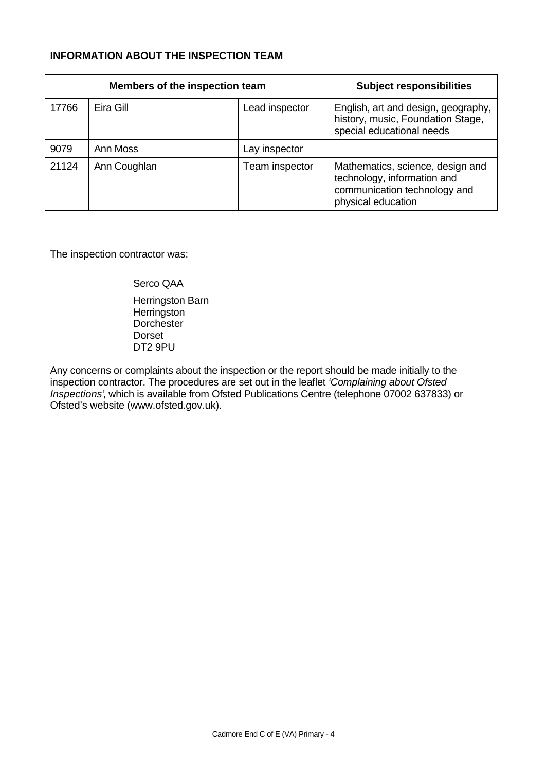**INFORMATION ABOUT THE INSPECTION TEAM**

| Members of the inspection team | | | Subject responsibilities |
|---|---|---|---|
| 17766 | Eira Gill | Lead inspector | English, art and design, geography, history, music, Foundation Stage, special educational needs |
| 9079 | Ann Moss | Lay inspector | |
| 21124 | Ann Coughlan | Team inspector | Mathematics, science, design and technology, information and communication technology and physical education |

The inspection contractor was:

Serco QAA

Herringston Barn
Herringston
Dorchester
Dorset
DT2 9PU

Any concerns or complaints about the inspection or the report should be made initially to the inspection contractor. The procedures are set out in the leaflet *'Complaining about Ofsted Inspections'*, which is available from Ofsted Publications Centre (telephone 07002 637833) or Ofsted's website (www.ofsted.gov.uk).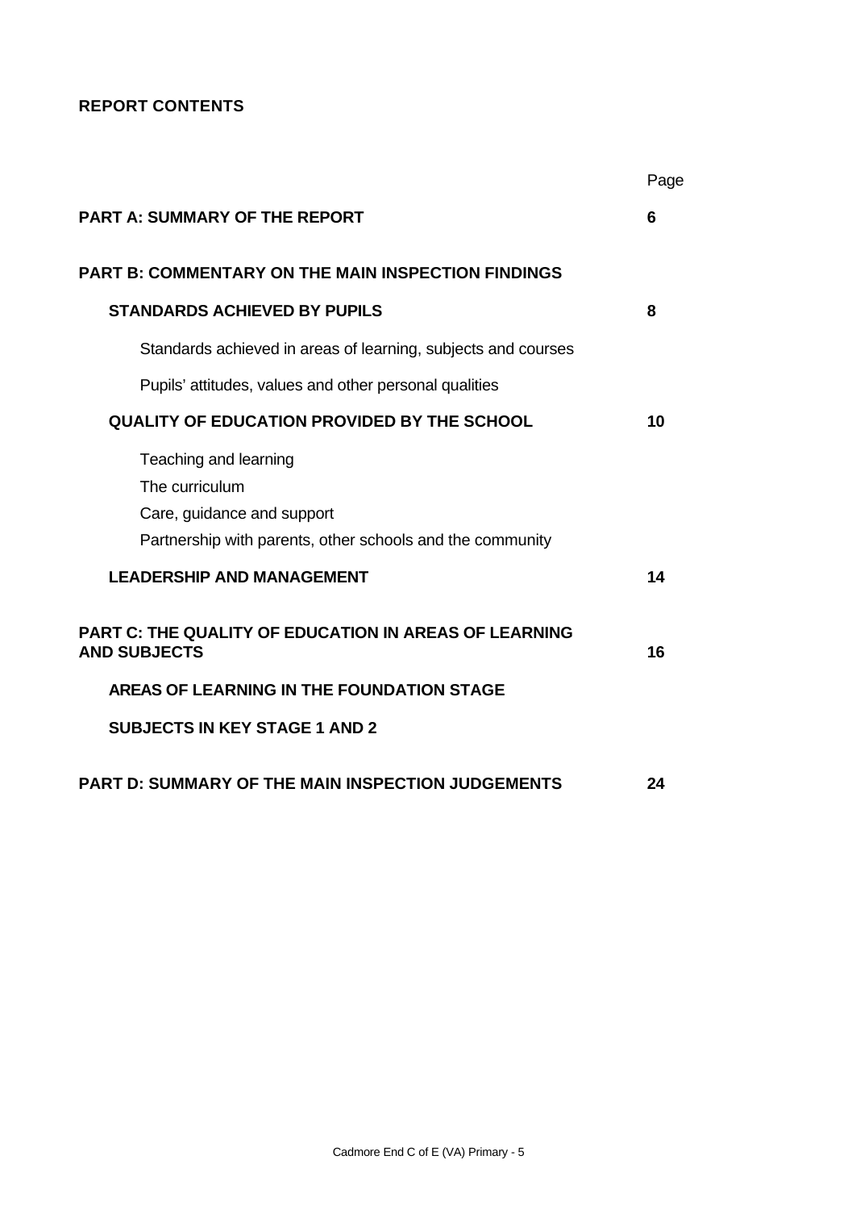## REPORT CONTENTS

| | Page |
|---|---|
| **PART A: SUMMARY OF THE REPORT** | **6** |
| **PART B: COMMENTARY ON THE MAIN INSPECTION FINDINGS** | |
| **STANDARDS ACHIEVED BY PUPILS** | **8** |
| Standards achieved in areas of learning, subjects and courses | |
| Pupils' attitudes, values and other personal qualities | |
| **QUALITY OF EDUCATION PROVIDED BY THE SCHOOL** | **10** |
| Teaching and learning<br>The curriculum<br>Care, guidance and support<br>Partnership with parents, other schools and the community | |
| **LEADERSHIP AND MANAGEMENT** | **14** |
| **PART C: THE QUALITY OF EDUCATION IN AREAS OF LEARNING AND SUBJECTS** | **16** |
| **AREAS OF LEARNING IN THE FOUNDATION STAGE** | |
| **SUBJECTS IN KEY STAGE 1 AND 2** | |
| **PART D: SUMMARY OF THE MAIN INSPECTION JUDGEMENTS** | **24** |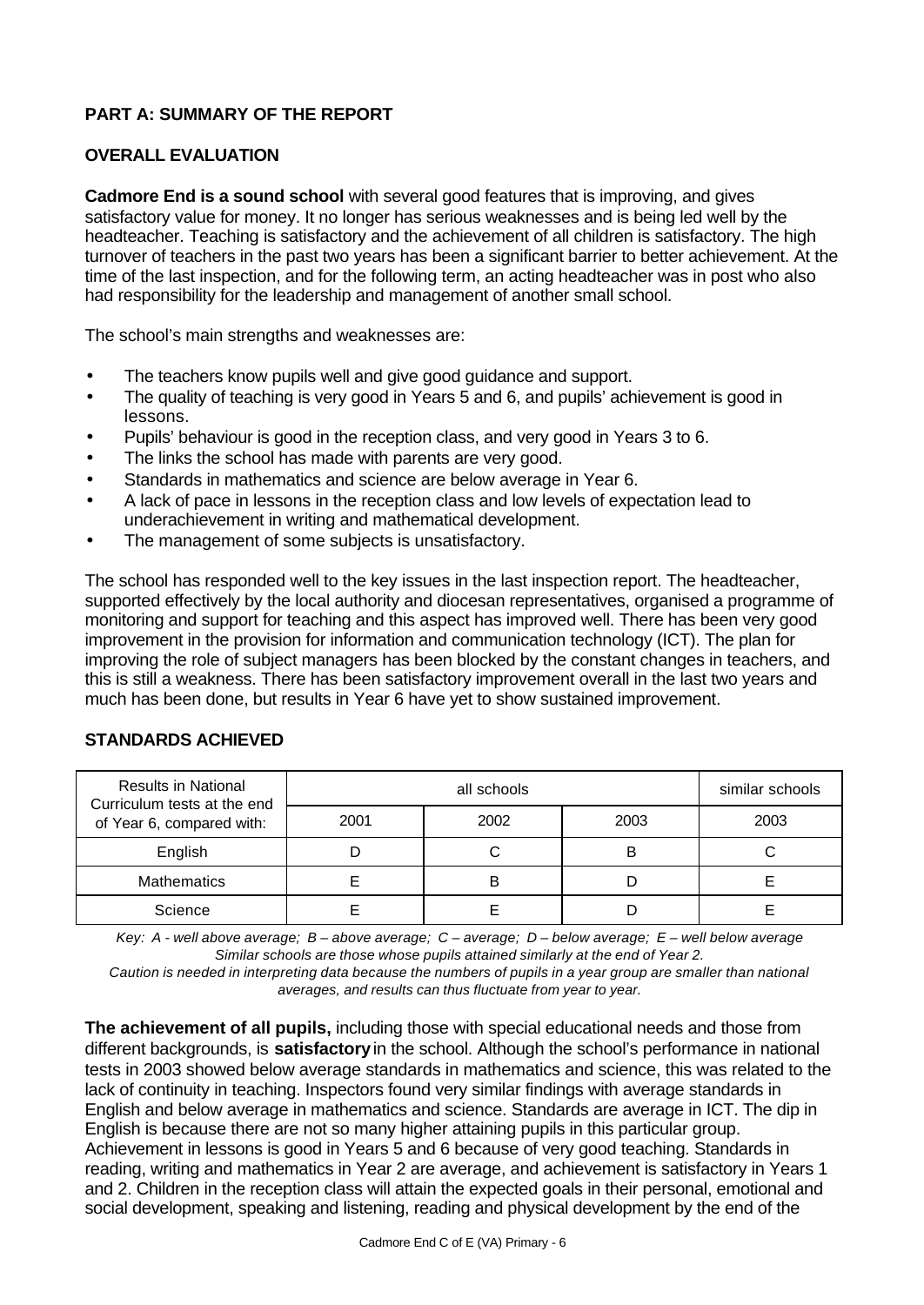## PART A: SUMMARY OF THE REPORT

### OVERALL EVALUATION

**Cadmore End is a sound school** with several good features that is improving, and gives satisfactory value for money. It no longer has serious weaknesses and is being led well by the headteacher. Teaching is satisfactory and the achievement of all children is satisfactory. The high turnover of teachers in the past two years has been a significant barrier to better achievement. At the time of the last inspection, and for the following term, an acting headteacher was in post who also had responsibility for the leadership and management of another small school.

The school's main strengths and weaknesses are:

- The teachers know pupils well and give good guidance and support.
- The quality of teaching is very good in Years 5 and 6, and pupils' achievement is good in lessons.
- Pupils' behaviour is good in the reception class, and very good in Years 3 to 6.
- The links the school has made with parents are very good.
- Standards in mathematics and science are below average in Year 6.
- A lack of pace in lessons in the reception class and low levels of expectation lead to underachievement in writing and mathematical development.
- The management of some subjects is unsatisfactory.

The school has responded well to the key issues in the last inspection report. The headteacher, supported effectively by the local authority and diocesan representatives, organised a programme of monitoring and support for teaching and this aspect has improved well. There has been very good improvement in the provision for information and communication technology (ICT). The plan for improving the role of subject managers has been blocked by the constant changes in teachers, and this is still a weakness. There has been satisfactory improvement overall in the last two years and much has been done, but results in Year 6 have yet to show sustained improvement.

### STANDARDS ACHIEVED

| Results in National Curriculum tests at the end of Year 6, compared with: | all schools | | | similar schools |
|---|---|---|---|---|
| | 2001 | 2002 | 2003 | 2003 |
| English | D | C | B | C |
| Mathematics | E | B | D | E |
| Science | E | E | D | E |

*Key: A - well above average; B – above average; C – average; D – below average; E – well below average*
*Similar schools are those whose pupils attained similarly at the end of Year 2.*
*Caution is needed in interpreting data because the numbers of pupils in a year group are smaller than national averages, and results can thus fluctuate from year to year.*

**The achievement of all pupils,** including those with special educational needs and those from different backgrounds, is **satisfactory** in the school. Although the school's performance in national tests in 2003 showed below average standards in mathematics and science, this was related to the lack of continuity in teaching. Inspectors found very similar findings with average standards in English and below average in mathematics and science. Standards are average in ICT. The dip in English is because there are not so many higher attaining pupils in this particular group. Achievement in lessons is good in Years 5 and 6 because of very good teaching. Standards in reading, writing and mathematics in Year 2 are average, and achievement is satisfactory in Years 1 and 2. Children in the reception class will attain the expected goals in their personal, emotional and social development, speaking and listening, reading and physical development by the end of the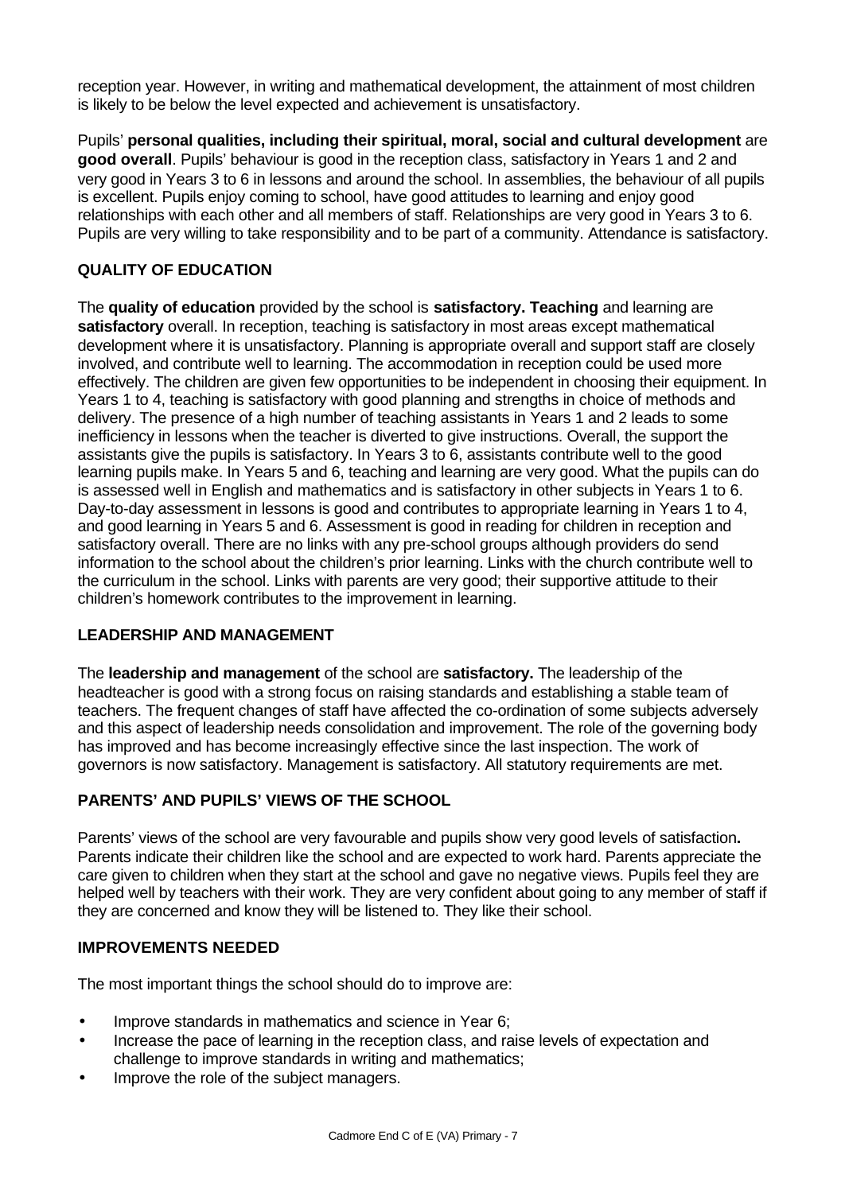reception year. However, in writing and mathematical development, the attainment of most children is likely to be below the level expected and achievement is unsatisfactory.

Pupils' **personal qualities, including their spiritual, moral, social and cultural development** are **good overall**. Pupils' behaviour is good in the reception class, satisfactory in Years 1 and 2 and very good in Years 3 to 6 in lessons and around the school. In assemblies, the behaviour of all pupils is excellent. Pupils enjoy coming to school, have good attitudes to learning and enjoy good relationships with each other and all members of staff. Relationships are very good in Years 3 to 6. Pupils are very willing to take responsibility and to be part of a community. Attendance is satisfactory.

## QUALITY OF EDUCATION

The **quality of education** provided by the school is **satisfactory. Teaching** and learning are **satisfactory** overall. In reception, teaching is satisfactory in most areas except mathematical development where it is unsatisfactory. Planning is appropriate overall and support staff are closely involved, and contribute well to learning. The accommodation in reception could be used more effectively. The children are given few opportunities to be independent in choosing their equipment. In Years 1 to 4, teaching is satisfactory with good planning and strengths in choice of methods and delivery. The presence of a high number of teaching assistants in Years 1 and 2 leads to some inefficiency in lessons when the teacher is diverted to give instructions. Overall, the support the assistants give the pupils is satisfactory. In Years 3 to 6, assistants contribute well to the good learning pupils make. In Years 5 and 6, teaching and learning are very good. What the pupils can do is assessed well in English and mathematics and is satisfactory in other subjects in Years 1 to 6. Day-to-day assessment in lessons is good and contributes to appropriate learning in Years 1 to 4, and good learning in Years 5 and 6. Assessment is good in reading for children in reception and satisfactory overall. There are no links with any pre-school groups although providers do send information to the school about the children's prior learning. Links with the church contribute well to the curriculum in the school. Links with parents are very good; their supportive attitude to their children's homework contributes to the improvement in learning.

## LEADERSHIP AND MANAGEMENT

The **leadership and management** of the school are **satisfactory.** The leadership of the headteacher is good with a strong focus on raising standards and establishing a stable team of teachers. The frequent changes of staff have affected the co-ordination of some subjects adversely and this aspect of leadership needs consolidation and improvement. The role of the governing body has improved and has become increasingly effective since the last inspection. The work of governors is now satisfactory. Management is satisfactory. All statutory requirements are met.

## PARENTS' AND PUPILS' VIEWS OF THE SCHOOL

Parents' views of the school are very favourable and pupils show very good levels of satisfaction**.** Parents indicate their children like the school and are expected to work hard. Parents appreciate the care given to children when they start at the school and gave no negative views. Pupils feel they are helped well by teachers with their work. They are very confident about going to any member of staff if they are concerned and know they will be listened to. They like their school.

## IMPROVEMENTS NEEDED

The most important things the school should do to improve are:

- Improve standards in mathematics and science in Year 6;
- Increase the pace of learning in the reception class, and raise levels of expectation and challenge to improve standards in writing and mathematics;
- Improve the role of the subject managers.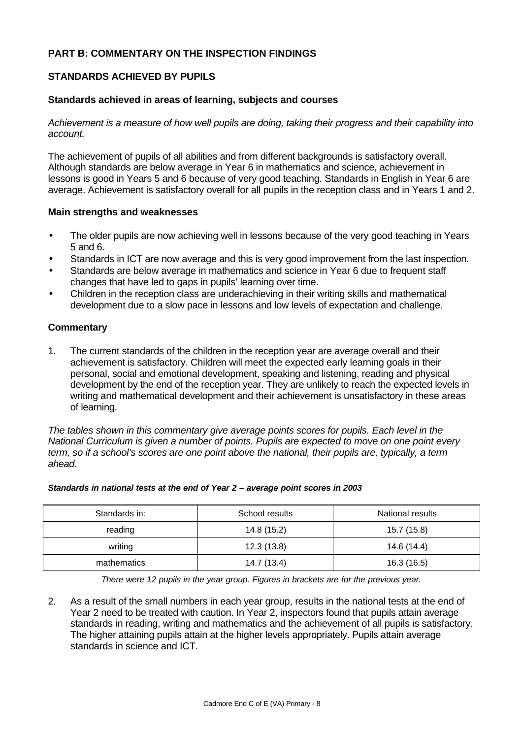## PART B: COMMENTARY ON THE INSPECTION FINDINGS

### STANDARDS ACHIEVED BY PUPILS

#### Standards achieved in areas of learning, subjects and courses

*Achievement is a measure of how well pupils are doing, taking their progress and their capability into account.*

The achievement of pupils of all abilities and from different backgrounds is satisfactory overall. Although standards are below average in Year 6 in mathematics and science, achievement in lessons is good in Years 5 and 6 because of very good teaching. Standards in English in Year 6 are average. Achievement is satisfactory overall for all pupils in the reception class and in Years 1 and 2.

#### Main strengths and weaknesses

- The older pupils are now achieving well in lessons because of the very good teaching in Years 5 and 6.
- Standards in ICT are now average and this is very good improvement from the last inspection.
- Standards are below average in mathematics and science in Year 6 due to frequent staff changes that have led to gaps in pupils' learning over time.
- Children in the reception class are underachieving in their writing skills and mathematical development due to a slow pace in lessons and low levels of expectation and challenge.

#### Commentary

1. The current standards of the children in the reception year are average overall and their achievement is satisfactory. Children will meet the expected early learning goals in their personal, social and emotional development, speaking and listening, reading and physical development by the end of the reception year. They are unlikely to reach the expected levels in writing and mathematical development and their achievement is unsatisfactory in these areas of learning.

*The tables shown in this commentary give average points scores for pupils. Each level in the National Curriculum is given a number of points. Pupils are expected to move on one point every term, so if a school's scores are one point above the national, their pupils are, typically, a term ahead.*

***Standards in national tests at the end of Year 2 – average point scores in 2003***

| Standards in: | School results | National results |
|---|---|---|
| reading | 14.8 (15.2) | 15.7 (15.8) |
| writing | 12.3 (13.8) | 14.6 (14.4) |
| mathematics | 14.7 (13.4) | 16.3 (16.5) |

*There were 12 pupils in the year group. Figures in brackets are for the previous year.*

2. As a result of the small numbers in each year group, results in the national tests at the end of Year 2 need to be treated with caution. In Year 2, inspectors found that pupils attain average standards in reading, writing and mathematics and the achievement of all pupils is satisfactory. The higher attaining pupils attain at the higher levels appropriately. Pupils attain average standards in science and ICT.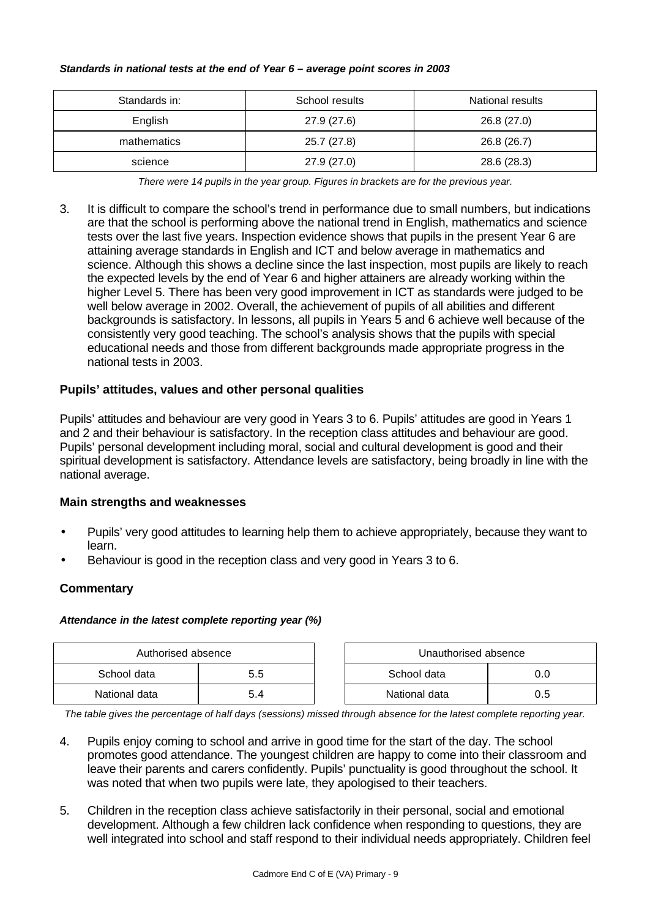***Standards in national tests at the end of Year 6 – average point scores in 2003***

| Standards in: | School results | National results |
|---|---|---|
| English | 27.9 (27.6) | 26.8 (27.0) |
| mathematics | 25.7 (27.8) | 26.8 (26.7) |
| science | 27.9 (27.0) | 28.6 (28.3) |

*There were 14 pupils in the year group. Figures in brackets are for the previous year.*

3. It is difficult to compare the school's trend in performance due to small numbers, but indications are that the school is performing above the national trend in English, mathematics and science tests over the last five years. Inspection evidence shows that pupils in the present Year 6 are attaining average standards in English and ICT and below average in mathematics and science. Although this shows a decline since the last inspection, most pupils are likely to reach the expected levels by the end of Year 6 and higher attainers are already working within the higher Level 5. There has been very good improvement in ICT as standards were judged to be well below average in 2002. Overall, the achievement of pupils of all abilities and different backgrounds is satisfactory. In lessons, all pupils in Years 5 and 6 achieve well because of the consistently very good teaching. The school's analysis shows that the pupils with special educational needs and those from different backgrounds made appropriate progress in the national tests in 2003.

### Pupils' attitudes, values and other personal qualities

Pupils' attitudes and behaviour are very good in Years 3 to 6. Pupils' attitudes are good in Years 1 and 2 and their behaviour is satisfactory. In the reception class attitudes and behaviour are good. Pupils' personal development including moral, social and cultural development is good and their spiritual development is satisfactory. Attendance levels are satisfactory, being broadly in line with the national average.

### Main strengths and weaknesses

- Pupils' very good attitudes to learning help them to achieve appropriately, because they want to learn.
- Behaviour is good in the reception class and very good in Years 3 to 6.

### Commentary

***Attendance in the latest complete reporting year (%)***

| Authorised absence | |
|---|---|
| School data | 5.5 |
| National data | 5.4 |

| Unauthorised absence | |
|---|---|
| School data | 0.0 |
| National data | 0.5 |

*The table gives the percentage of half days (sessions) missed through absence for the latest complete reporting year.*

4. Pupils enjoy coming to school and arrive in good time for the start of the day. The school promotes good attendance. The youngest children are happy to come into their classroom and leave their parents and carers confidently. Pupils' punctuality is good throughout the school. It was noted that when two pupils were late, they apologised to their teachers.

5. Children in the reception class achieve satisfactorily in their personal, social and emotional development. Although a few children lack confidence when responding to questions, they are well integrated into school and staff respond to their individual needs appropriately. Children feel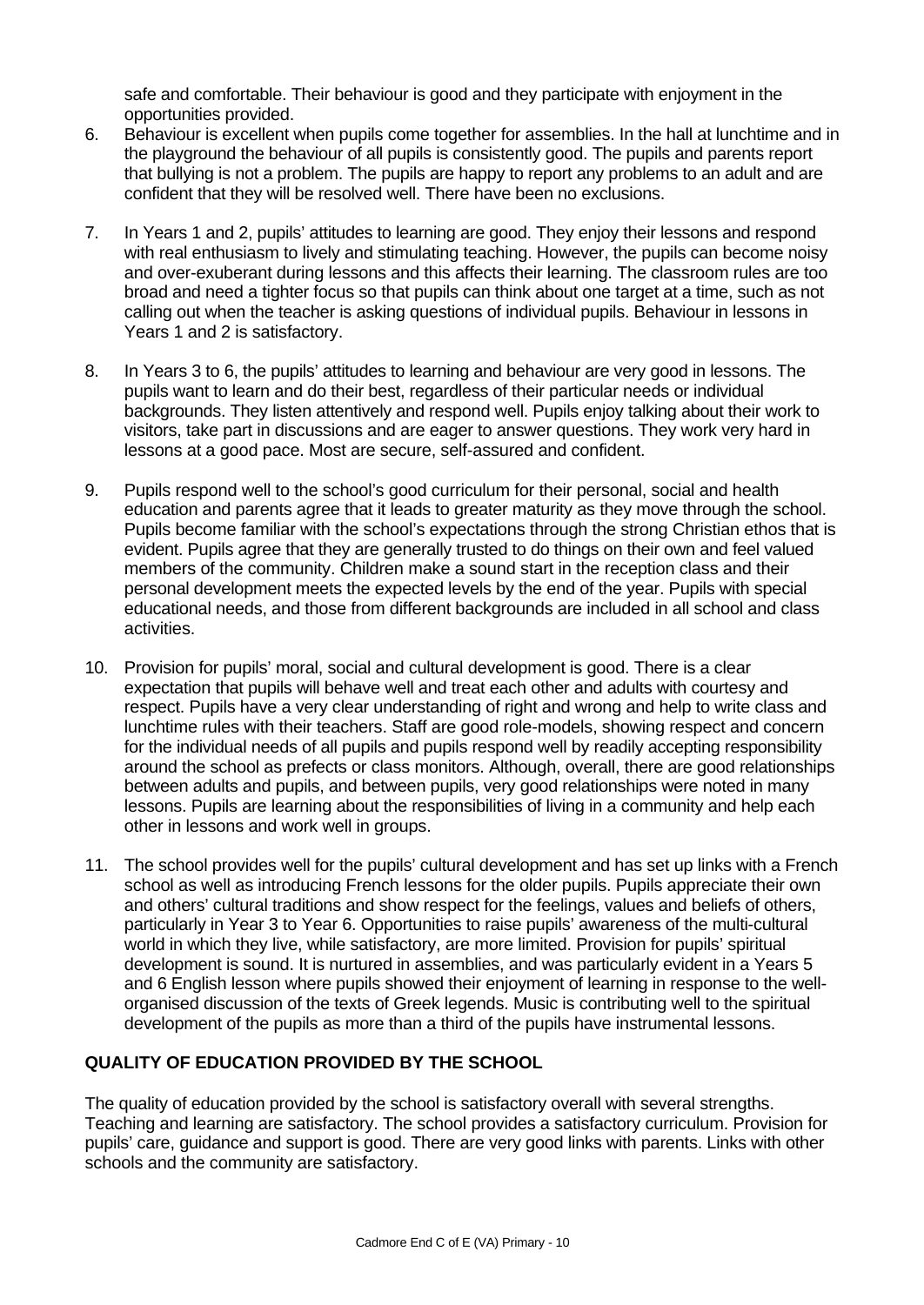safe and comfortable. Their behaviour is good and they participate with enjoyment in the opportunities provided.

6. Behaviour is excellent when pupils come together for assemblies. In the hall at lunchtime and in the playground the behaviour of all pupils is consistently good. The pupils and parents report that bullying is not a problem. The pupils are happy to report any problems to an adult and are confident that they will be resolved well. There have been no exclusions.

7. In Years 1 and 2, pupils' attitudes to learning are good. They enjoy their lessons and respond with real enthusiasm to lively and stimulating teaching. However, the pupils can become noisy and over-exuberant during lessons and this affects their learning. The classroom rules are too broad and need a tighter focus so that pupils can think about one target at a time, such as not calling out when the teacher is asking questions of individual pupils. Behaviour in lessons in Years 1 and 2 is satisfactory.

8. In Years 3 to 6, the pupils' attitudes to learning and behaviour are very good in lessons. The pupils want to learn and do their best, regardless of their particular needs or individual backgrounds. They listen attentively and respond well. Pupils enjoy talking about their work to visitors, take part in discussions and are eager to answer questions. They work very hard in lessons at a good pace. Most are secure, self-assured and confident.

9. Pupils respond well to the school's good curriculum for their personal, social and health education and parents agree that it leads to greater maturity as they move through the school. Pupils become familiar with the school's expectations through the strong Christian ethos that is evident. Pupils agree that they are generally trusted to do things on their own and feel valued members of the community. Children make a sound start in the reception class and their personal development meets the expected levels by the end of the year. Pupils with special educational needs, and those from different backgrounds are included in all school and class activities.

10. Provision for pupils' moral, social and cultural development is good. There is a clear expectation that pupils will behave well and treat each other and adults with courtesy and respect. Pupils have a very clear understanding of right and wrong and help to write class and lunchtime rules with their teachers. Staff are good role-models, showing respect and concern for the individual needs of all pupils and pupils respond well by readily accepting responsibility around the school as prefects or class monitors. Although, overall, there are good relationships between adults and pupils, and between pupils, very good relationships were noted in many lessons. Pupils are learning about the responsibilities of living in a community and help each other in lessons and work well in groups.

11. The school provides well for the pupils' cultural development and has set up links with a French school as well as introducing French lessons for the older pupils. Pupils appreciate their own and others' cultural traditions and show respect for the feelings, values and beliefs of others, particularly in Year 3 to Year 6. Opportunities to raise pupils' awareness of the multi-cultural world in which they live, while satisfactory, are more limited. Provision for pupils' spiritual development is sound. It is nurtured in assemblies, and was particularly evident in a Years 5 and 6 English lesson where pupils showed their enjoyment of learning in response to the well-organised discussion of the texts of Greek legends. Music is contributing well to the spiritual development of the pupils as more than a third of the pupils have instrumental lessons.

## QUALITY OF EDUCATION PROVIDED BY THE SCHOOL

The quality of education provided by the school is satisfactory overall with several strengths. Teaching and learning are satisfactory. The school provides a satisfactory curriculum. Provision for pupils' care, guidance and support is good. There are very good links with parents. Links with other schools and the community are satisfactory.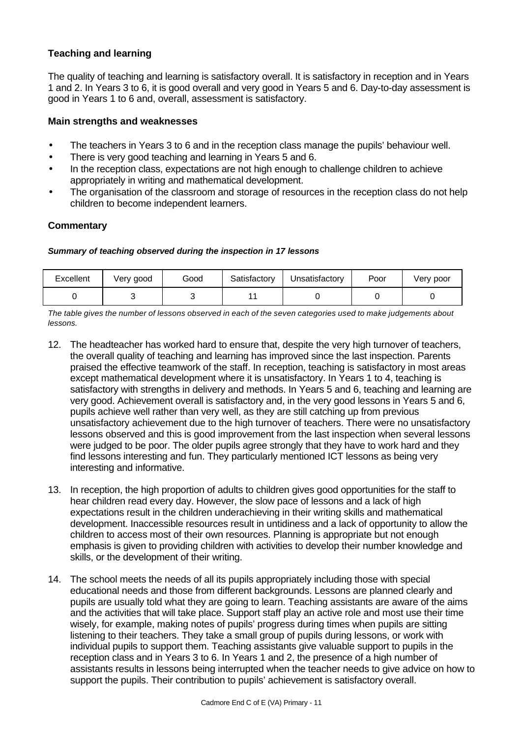### Teaching and learning

The quality of teaching and learning is satisfactory overall. It is satisfactory in reception and in Years 1 and 2. In Years 3 to 6, it is good overall and very good in Years 5 and 6. Day-to-day assessment is good in Years 1 to 6 and, overall, assessment is satisfactory.

#### Main strengths and weaknesses

- The teachers in Years 3 to 6 and in the reception class manage the pupils' behaviour well.
- There is very good teaching and learning in Years 5 and 6.
- In the reception class, expectations are not high enough to challenge children to achieve appropriately in writing and mathematical development.
- The organisation of the classroom and storage of resources in the reception class do not help children to become independent learners.

#### Commentary

***Summary of teaching observed during the inspection in 17 lessons***

| Excellent | Very good | Good | Satisfactory | Unsatisfactory | Poor | Very poor |
|---|---|---|---|---|---|---|
| 0 | 3 | 3 | 11 | 0 | 0 | 0 |

*The table gives the number of lessons observed in each of the seven categories used to make judgements about lessons.*

12. The headteacher has worked hard to ensure that, despite the very high turnover of teachers, the overall quality of teaching and learning has improved since the last inspection. Parents praised the effective teamwork of the staff. In reception, teaching is satisfactory in most areas except mathematical development where it is unsatisfactory. In Years 1 to 4, teaching is satisfactory with strengths in delivery and methods. In Years 5 and 6, teaching and learning are very good. Achievement overall is satisfactory and, in the very good lessons in Years 5 and 6, pupils achieve well rather than very well, as they are still catching up from previous unsatisfactory achievement due to the high turnover of teachers. There were no unsatisfactory lessons observed and this is good improvement from the last inspection when several lessons were judged to be poor. The older pupils agree strongly that they have to work hard and they find lessons interesting and fun. They particularly mentioned ICT lessons as being very interesting and informative.

13. In reception, the high proportion of adults to children gives good opportunities for the staff to hear children read every day. However, the slow pace of lessons and a lack of high expectations result in the children underachieving in their writing skills and mathematical development. Inaccessible resources result in untidiness and a lack of opportunity to allow the children to access most of their own resources. Planning is appropriate but not enough emphasis is given to providing children with activities to develop their number knowledge and skills, or the development of their writing.

14. The school meets the needs of all its pupils appropriately including those with special educational needs and those from different backgrounds. Lessons are planned clearly and pupils are usually told what they are going to learn. Teaching assistants are aware of the aims and the activities that will take place. Support staff play an active role and most use their time wisely, for example, making notes of pupils' progress during times when pupils are sitting listening to their teachers. They take a small group of pupils during lessons, or work with individual pupils to support them. Teaching assistants give valuable support to pupils in the reception class and in Years 3 to 6. In Years 1 and 2, the presence of a high number of assistants results in lessons being interrupted when the teacher needs to give advice on how to support the pupils. Their contribution to pupils' achievement is satisfactory overall.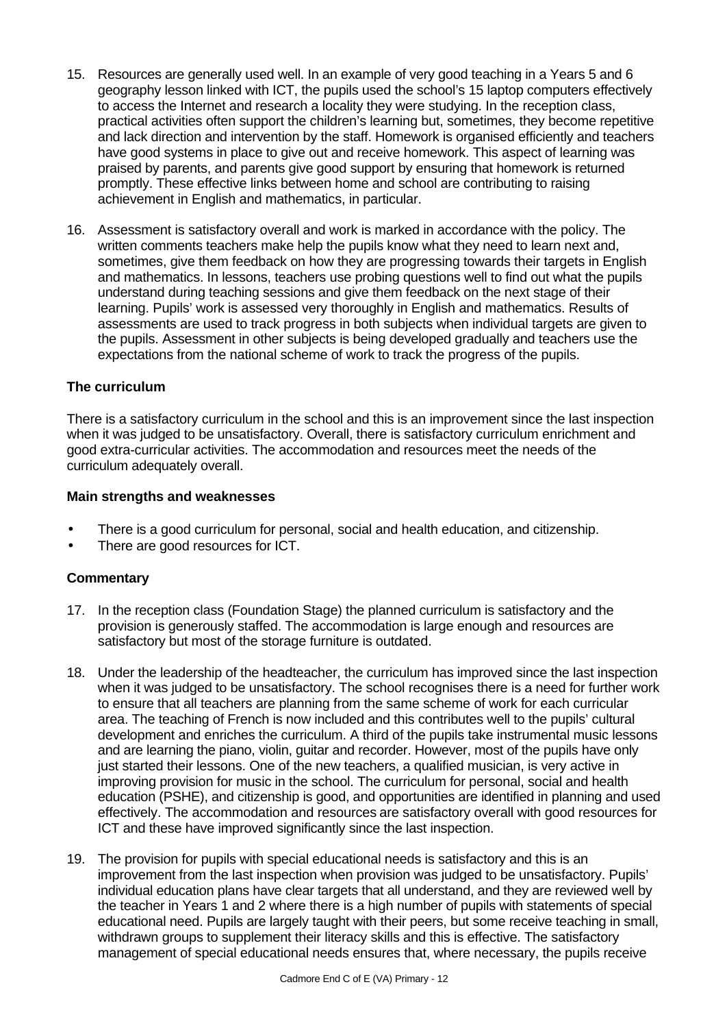15. Resources are generally used well. In an example of very good teaching in a Years 5 and 6 geography lesson linked with ICT, the pupils used the school's 15 laptop computers effectively to access the Internet and research a locality they were studying. In the reception class, practical activities often support the children's learning but, sometimes, they become repetitive and lack direction and intervention by the staff. Homework is organised efficiently and teachers have good systems in place to give out and receive homework. This aspect of learning was praised by parents, and parents give good support by ensuring that homework is returned promptly. These effective links between home and school are contributing to raising achievement in English and mathematics, in particular.

16. Assessment is satisfactory overall and work is marked in accordance with the policy. The written comments teachers make help the pupils know what they need to learn next and, sometimes, give them feedback on how they are progressing towards their targets in English and mathematics. In lessons, teachers use probing questions well to find out what the pupils understand during teaching sessions and give them feedback on the next stage of their learning. Pupils' work is assessed very thoroughly in English and mathematics. Results of assessments are used to track progress in both subjects when individual targets are given to the pupils. Assessment in other subjects is being developed gradually and teachers use the expectations from the national scheme of work to track the progress of the pupils.

### The curriculum

There is a satisfactory curriculum in the school and this is an improvement since the last inspection when it was judged to be unsatisfactory. Overall, there is satisfactory curriculum enrichment and good extra-curricular activities. The accommodation and resources meet the needs of the curriculum adequately overall.

#### Main strengths and weaknesses

- There is a good curriculum for personal, social and health education, and citizenship.
- There are good resources for ICT.

#### Commentary

17. In the reception class (Foundation Stage) the planned curriculum is satisfactory and the provision is generously staffed. The accommodation is large enough and resources are satisfactory but most of the storage furniture is outdated.

18. Under the leadership of the headteacher, the curriculum has improved since the last inspection when it was judged to be unsatisfactory. The school recognises there is a need for further work to ensure that all teachers are planning from the same scheme of work for each curricular area. The teaching of French is now included and this contributes well to the pupils' cultural development and enriches the curriculum. A third of the pupils take instrumental music lessons and are learning the piano, violin, guitar and recorder. However, most of the pupils have only just started their lessons. One of the new teachers, a qualified musician, is very active in improving provision for music in the school. The curriculum for personal, social and health education (PSHE), and citizenship is good, and opportunities are identified in planning and used effectively. The accommodation and resources are satisfactory overall with good resources for ICT and these have improved significantly since the last inspection.

19. The provision for pupils with special educational needs is satisfactory and this is an improvement from the last inspection when provision was judged to be unsatisfactory. Pupils' individual education plans have clear targets that all understand, and they are reviewed well by the teacher in Years 1 and 2 where there is a high number of pupils with statements of special educational need. Pupils are largely taught with their peers, but some receive teaching in small, withdrawn groups to supplement their literacy skills and this is effective. The satisfactory management of special educational needs ensures that, where necessary, the pupils receive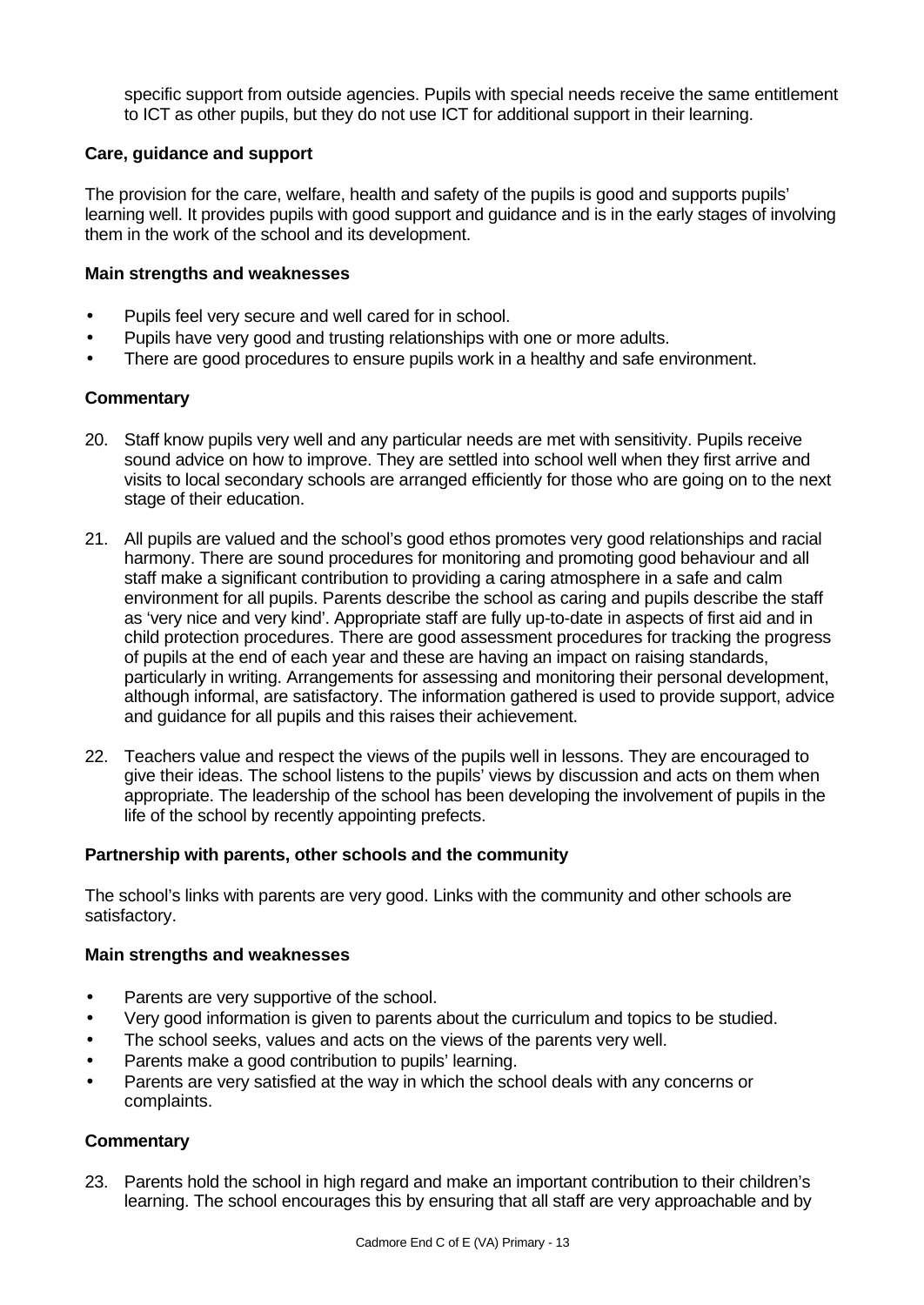specific support from outside agencies. Pupils with special needs receive the same entitlement to ICT as other pupils, but they do not use ICT for additional support in their learning.

### Care, guidance and support

The provision for the care, welfare, health and safety of the pupils is good and supports pupils' learning well. It provides pupils with good support and guidance and is in the early stages of involving them in the work of the school and its development.

#### Main strengths and weaknesses

- Pupils feel very secure and well cared for in school.
- Pupils have very good and trusting relationships with one or more adults.
- There are good procedures to ensure pupils work in a healthy and safe environment.

#### Commentary

20. Staff know pupils very well and any particular needs are met with sensitivity. Pupils receive sound advice on how to improve. They are settled into school well when they first arrive and visits to local secondary schools are arranged efficiently for those who are going on to the next stage of their education.

21. All pupils are valued and the school's good ethos promotes very good relationships and racial harmony. There are sound procedures for monitoring and promoting good behaviour and all staff make a significant contribution to providing a caring atmosphere in a safe and calm environment for all pupils. Parents describe the school as caring and pupils describe the staff as 'very nice and very kind'. Appropriate staff are fully up-to-date in aspects of first aid and in child protection procedures. There are good assessment procedures for tracking the progress of pupils at the end of each year and these are having an impact on raising standards, particularly in writing. Arrangements for assessing and monitoring their personal development, although informal, are satisfactory. The information gathered is used to provide support, advice and guidance for all pupils and this raises their achievement.

22. Teachers value and respect the views of the pupils well in lessons. They are encouraged to give their ideas. The school listens to the pupils' views by discussion and acts on them when appropriate. The leadership of the school has been developing the involvement of pupils in the life of the school by recently appointing prefects.

### Partnership with parents, other schools and the community

The school's links with parents are very good. Links with the community and other schools are satisfactory.

#### Main strengths and weaknesses

- Parents are very supportive of the school.
- Very good information is given to parents about the curriculum and topics to be studied.
- The school seeks, values and acts on the views of the parents very well.
- Parents make a good contribution to pupils' learning.
- Parents are very satisfied at the way in which the school deals with any concerns or complaints.

#### Commentary

23. Parents hold the school in high regard and make an important contribution to their children's learning. The school encourages this by ensuring that all staff are very approachable and by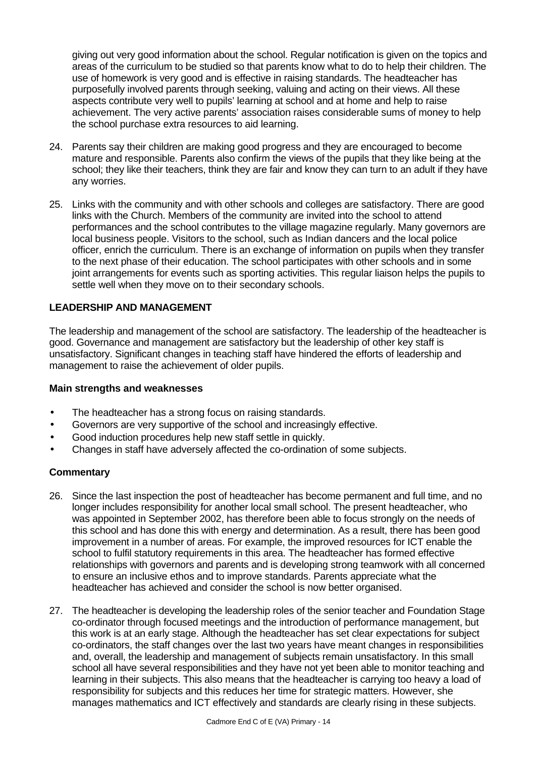giving out very good information about the school. Regular notification is given on the topics and areas of the curriculum to be studied so that parents know what to do to help their children. The use of homework is very good and is effective in raising standards. The headteacher has purposefully involved parents through seeking, valuing and acting on their views. All these aspects contribute very well to pupils' learning at school and at home and help to raise achievement. The very active parents' association raises considerable sums of money to help the school purchase extra resources to aid learning.

24. Parents say their children are making good progress and they are encouraged to become mature and responsible. Parents also confirm the views of the pupils that they like being at the school; they like their teachers, think they are fair and know they can turn to an adult if they have any worries.

25. Links with the community and with other schools and colleges are satisfactory. There are good links with the Church. Members of the community are invited into the school to attend performances and the school contributes to the village magazine regularly. Many governors are local business people. Visitors to the school, such as Indian dancers and the local police officer, enrich the curriculum. There is an exchange of information on pupils when they transfer to the next phase of their education. The school participates with other schools and in some joint arrangements for events such as sporting activities. This regular liaison helps the pupils to settle well when they move on to their secondary schools.

## LEADERSHIP AND MANAGEMENT

The leadership and management of the school are satisfactory. The leadership of the headteacher is good. Governance and management are satisfactory but the leadership of other key staff is unsatisfactory. Significant changes in teaching staff have hindered the efforts of leadership and management to raise the achievement of older pupils.

### Main strengths and weaknesses

- The headteacher has a strong focus on raising standards.
- Governors are very supportive of the school and increasingly effective.
- Good induction procedures help new staff settle in quickly.
- Changes in staff have adversely affected the co-ordination of some subjects.

### Commentary

26. Since the last inspection the post of headteacher has become permanent and full time, and no longer includes responsibility for another local small school. The present headteacher, who was appointed in September 2002, has therefore been able to focus strongly on the needs of this school and has done this with energy and determination. As a result, there has been good improvement in a number of areas. For example, the improved resources for ICT enable the school to fulfil statutory requirements in this area. The headteacher has formed effective relationships with governors and parents and is developing strong teamwork with all concerned to ensure an inclusive ethos and to improve standards. Parents appreciate what the headteacher has achieved and consider the school is now better organised.

27. The headteacher is developing the leadership roles of the senior teacher and Foundation Stage co-ordinator through focused meetings and the introduction of performance management, but this work is at an early stage. Although the headteacher has set clear expectations for subject co-ordinators, the staff changes over the last two years have meant changes in responsibilities and, overall, the leadership and management of subjects remain unsatisfactory. In this small school all have several responsibilities and they have not yet been able to monitor teaching and learning in their subjects. This also means that the headteacher is carrying too heavy a load of responsibility for subjects and this reduces her time for strategic matters. However, she manages mathematics and ICT effectively and standards are clearly rising in these subjects.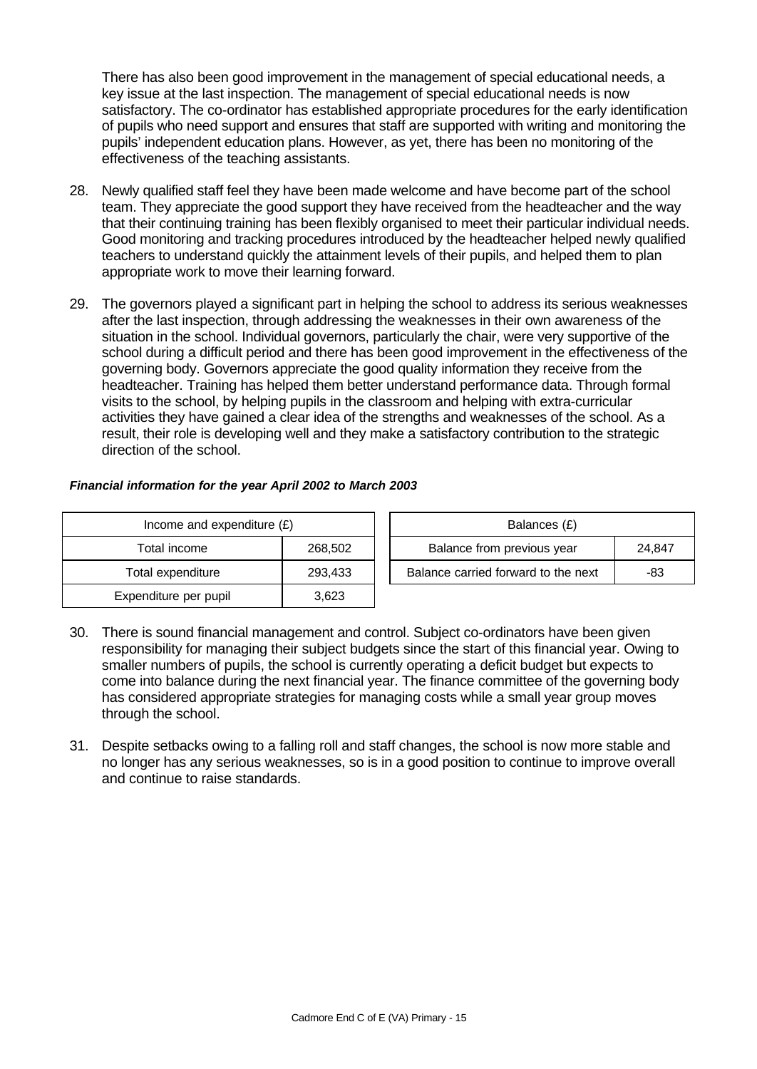There has also been good improvement in the management of special educational needs, a key issue at the last inspection. The management of special educational needs is now satisfactory. The co-ordinator has established appropriate procedures for the early identification of pupils who need support and ensures that staff are supported with writing and monitoring the pupils' independent education plans. However, as yet, there has been no monitoring of the effectiveness of the teaching assistants.

28. Newly qualified staff feel they have been made welcome and have become part of the school team. They appreciate the good support they have received from the headteacher and the way that their continuing training has been flexibly organised to meet their particular individual needs. Good monitoring and tracking procedures introduced by the headteacher helped newly qualified teachers to understand quickly the attainment levels of their pupils, and helped them to plan appropriate work to move their learning forward.

29. The governors played a significant part in helping the school to address its serious weaknesses after the last inspection, through addressing the weaknesses in their own awareness of the situation in the school. Individual governors, particularly the chair, were very supportive of the school during a difficult period and there has been good improvement in the effectiveness of the governing body. Governors appreciate the good quality information they receive from the headteacher. Training has helped them better understand performance data. Through formal visits to the school, by helping pupils in the classroom and helping with extra-curricular activities they have gained a clear idea of the strengths and weaknesses of the school. As a result, their role is developing well and they make a satisfactory contribution to the strategic direction of the school.

***Financial information for the year April 2002 to March 2003***

| Income and expenditure (£) | |
|---|---|
| Total income | 268,502 |
| Total expenditure | 293,433 |
| Expenditure per pupil | 3,623 |

| Balances (£) | |
|---|---|
| Balance from previous year | 24,847 |
| Balance carried forward to the next | -83 |

30. There is sound financial management and control. Subject co-ordinators have been given responsibility for managing their subject budgets since the start of this financial year. Owing to smaller numbers of pupils, the school is currently operating a deficit budget but expects to come into balance during the next financial year. The finance committee of the governing body has considered appropriate strategies for managing costs while a small year group moves through the school.

31. Despite setbacks owing to a falling roll and staff changes, the school is now more stable and no longer has any serious weaknesses, so is in a good position to continue to improve overall and continue to raise standards.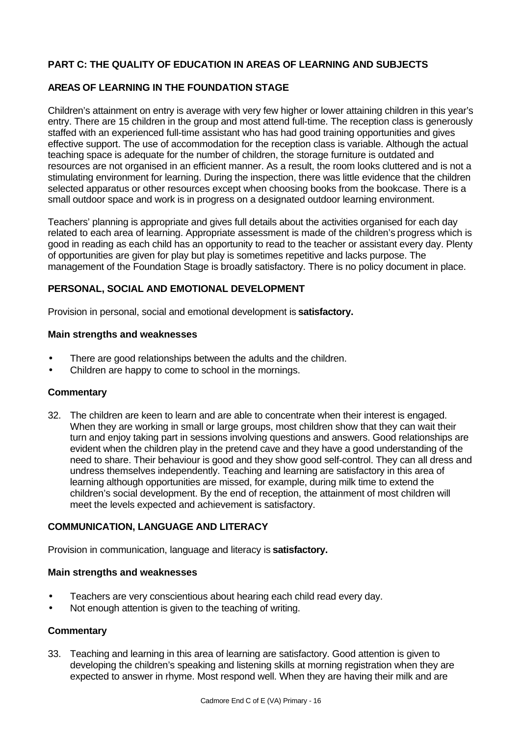## PART C: THE QUALITY OF EDUCATION IN AREAS OF LEARNING AND SUBJECTS

### AREAS OF LEARNING IN THE FOUNDATION STAGE

Children's attainment on entry is average with very few higher or lower attaining children in this year's entry. There are 15 children in the group and most attend full-time. The reception class is generously staffed with an experienced full-time assistant who has had good training opportunities and gives effective support. The use of accommodation for the reception class is variable. Although the actual teaching space is adequate for the number of children, the storage furniture is outdated and resources are not organised in an efficient manner. As a result, the room looks cluttered and is not a stimulating environment for learning. During the inspection, there was little evidence that the children selected apparatus or other resources except when choosing books from the bookcase. There is a small outdoor space and work is in progress on a designated outdoor learning environment.

Teachers' planning is appropriate and gives full details about the activities organised for each day related to each area of learning. Appropriate assessment is made of the children's progress which is good in reading as each child has an opportunity to read to the teacher or assistant every day. Plenty of opportunities are given for play but play is sometimes repetitive and lacks purpose. The management of the Foundation Stage is broadly satisfactory. There is no policy document in place.

### PERSONAL, SOCIAL AND EMOTIONAL DEVELOPMENT

Provision in personal, social and emotional development is **satisfactory.**

#### Main strengths and weaknesses

- There are good relationships between the adults and the children.
- Children are happy to come to school in the mornings.

#### Commentary

32. The children are keen to learn and are able to concentrate when their interest is engaged. When they are working in small or large groups, most children show that they can wait their turn and enjoy taking part in sessions involving questions and answers. Good relationships are evident when the children play in the pretend cave and they have a good understanding of the need to share. Their behaviour is good and they show good self-control. They can all dress and undress themselves independently. Teaching and learning are satisfactory in this area of learning although opportunities are missed, for example, during milk time to extend the children's social development. By the end of reception, the attainment of most children will meet the levels expected and achievement is satisfactory.

### COMMUNICATION, LANGUAGE AND LITERACY

Provision in communication, language and literacy is **satisfactory.**

#### Main strengths and weaknesses

- Teachers are very conscientious about hearing each child read every day.
- Not enough attention is given to the teaching of writing.

#### Commentary

33. Teaching and learning in this area of learning are satisfactory. Good attention is given to developing the children's speaking and listening skills at morning registration when they are expected to answer in rhyme. Most respond well. When they are having their milk and are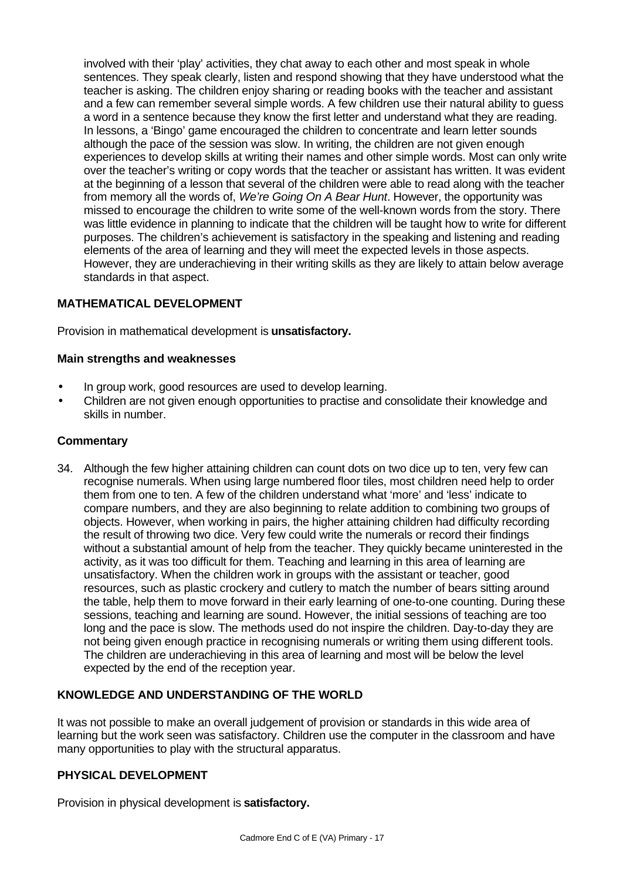involved with their 'play' activities, they chat away to each other and most speak in whole sentences. They speak clearly, listen and respond showing that they have understood what the teacher is asking. The children enjoy sharing or reading books with the teacher and assistant and a few can remember several simple words. A few children use their natural ability to guess a word in a sentence because they know the first letter and understand what they are reading. In lessons, a 'Bingo' game encouraged the children to concentrate and learn letter sounds although the pace of the session was slow. In writing, the children are not given enough experiences to develop skills at writing their names and other simple words. Most can only write over the teacher's writing or copy words that the teacher or assistant has written. It was evident at the beginning of a lesson that several of the children were able to read along with the teacher from memory all the words of, *We're Going On A Bear Hunt*. However, the opportunity was missed to encourage the children to write some of the well-known words from the story. There was little evidence in planning to indicate that the children will be taught how to write for different purposes. The children's achievement is satisfactory in the speaking and listening and reading elements of the area of learning and they will meet the expected levels in those aspects. However, they are underachieving in their writing skills as they are likely to attain below average standards in that aspect.

## MATHEMATICAL DEVELOPMENT

Provision in mathematical development is **unsatisfactory.**

### Main strengths and weaknesses

- In group work, good resources are used to develop learning.
- Children are not given enough opportunities to practise and consolidate their knowledge and skills in number.

### Commentary

34. Although the few higher attaining children can count dots on two dice up to ten, very few can recognise numerals. When using large numbered floor tiles, most children need help to order them from one to ten. A few of the children understand what 'more' and 'less' indicate to compare numbers, and they are also beginning to relate addition to combining two groups of objects. However, when working in pairs, the higher attaining children had difficulty recording the result of throwing two dice. Very few could write the numerals or record their findings without a substantial amount of help from the teacher. They quickly became uninterested in the activity, as it was too difficult for them. Teaching and learning in this area of learning are unsatisfactory. When the children work in groups with the assistant or teacher, good resources, such as plastic crockery and cutlery to match the number of bears sitting around the table, help them to move forward in their early learning of one-to-one counting. During these sessions, teaching and learning are sound. However, the initial sessions of teaching are too long and the pace is slow. The methods used do not inspire the children. Day-to-day they are not being given enough practice in recognising numerals or writing them using different tools. The children are underachieving in this area of learning and most will be below the level expected by the end of the reception year.

## KNOWLEDGE AND UNDERSTANDING OF THE WORLD

It was not possible to make an overall judgement of provision or standards in this wide area of learning but the work seen was satisfactory. Children use the computer in the classroom and have many opportunities to play with the structural apparatus.

## PHYSICAL DEVELOPMENT

Provision in physical development is **satisfactory.**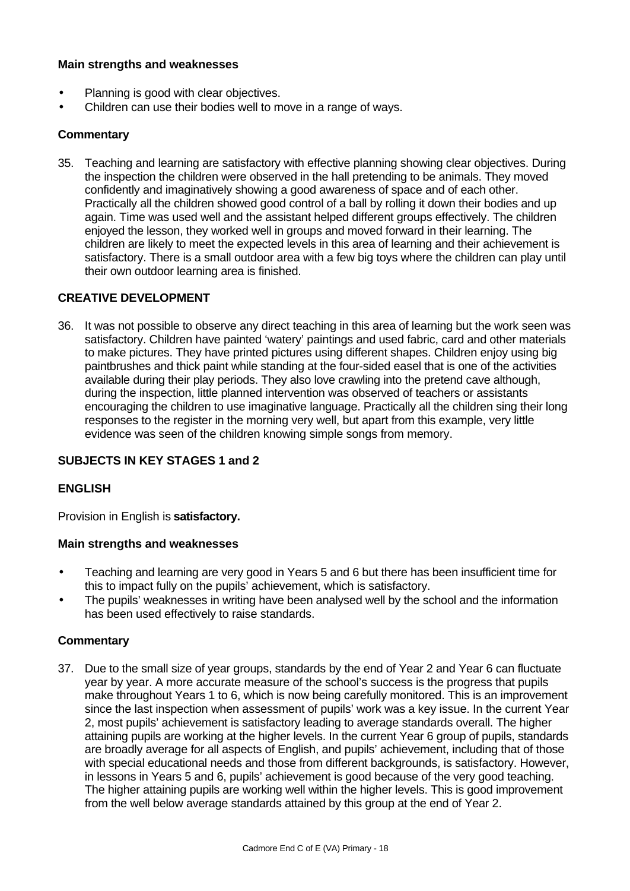### Main strengths and weaknesses

- Planning is good with clear objectives.
- Children can use their bodies well to move in a range of ways.

### Commentary

35. Teaching and learning are satisfactory with effective planning showing clear objectives. During the inspection the children were observed in the hall pretending to be animals. They moved confidently and imaginatively showing a good awareness of space and of each other. Practically all the children showed good control of a ball by rolling it down their bodies and up again. Time was used well and the assistant helped different groups effectively. The children enjoyed the lesson, they worked well in groups and moved forward in their learning. The children are likely to meet the expected levels in this area of learning and their achievement is satisfactory. There is a small outdoor area with a few big toys where the children can play until their own outdoor learning area is finished.

## CREATIVE DEVELOPMENT

36. It was not possible to observe any direct teaching in this area of learning but the work seen was satisfactory. Children have painted 'watery' paintings and used fabric, card and other materials to make pictures. They have printed pictures using different shapes. Children enjoy using big paintbrushes and thick paint while standing at the four-sided easel that is one of the activities available during their play periods. They also love crawling into the pretend cave although, during the inspection, little planned intervention was observed of teachers or assistants encouraging the children to use imaginative language. Practically all the children sing their long responses to the register in the morning very well, but apart from this example, very little evidence was seen of the children knowing simple songs from memory.

## SUBJECTS IN KEY STAGES 1 and 2

## ENGLISH

Provision in English is **satisfactory.**

### Main strengths and weaknesses

- Teaching and learning are very good in Years 5 and 6 but there has been insufficient time for this to impact fully on the pupils' achievement, which is satisfactory.
- The pupils' weaknesses in writing have been analysed well by the school and the information has been used effectively to raise standards.

### Commentary

37. Due to the small size of year groups, standards by the end of Year 2 and Year 6 can fluctuate year by year. A more accurate measure of the school's success is the progress that pupils make throughout Years 1 to 6, which is now being carefully monitored. This is an improvement since the last inspection when assessment of pupils' work was a key issue. In the current Year 2, most pupils' achievement is satisfactory leading to average standards overall. The higher attaining pupils are working at the higher levels. In the current Year 6 group of pupils, standards are broadly average for all aspects of English, and pupils' achievement, including that of those with special educational needs and those from different backgrounds, is satisfactory. However, in lessons in Years 5 and 6, pupils' achievement is good because of the very good teaching. The higher attaining pupils are working well within the higher levels. This is good improvement from the well below average standards attained by this group at the end of Year 2.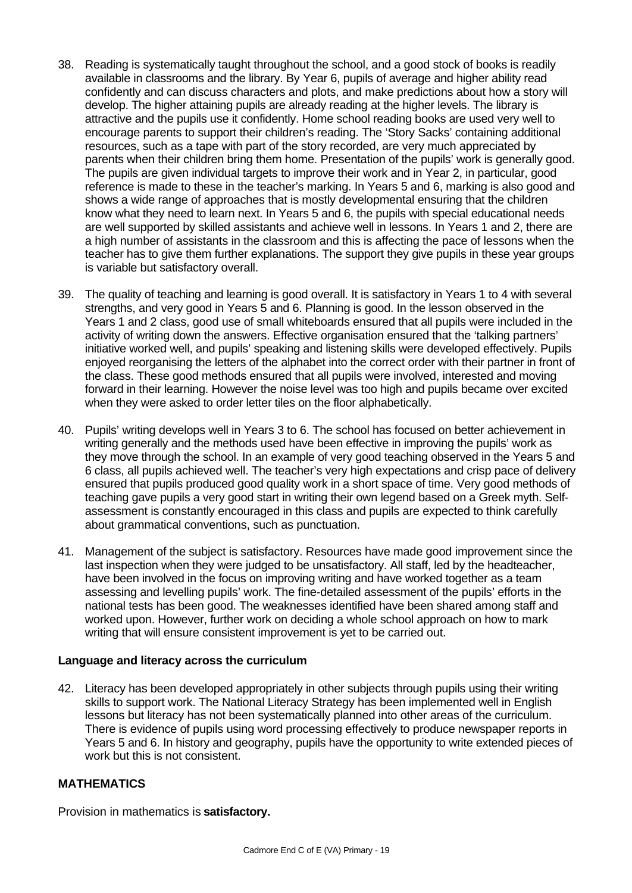38. Reading is systematically taught throughout the school, and a good stock of books is readily available in classrooms and the library. By Year 6, pupils of average and higher ability read confidently and can discuss characters and plots, and make predictions about how a story will develop. The higher attaining pupils are already reading at the higher levels. The library is attractive and the pupils use it confidently. Home school reading books are used very well to encourage parents to support their children's reading. The 'Story Sacks' containing additional resources, such as a tape with part of the story recorded, are very much appreciated by parents when their children bring them home. Presentation of the pupils' work is generally good. The pupils are given individual targets to improve their work and in Year 2, in particular, good reference is made to these in the teacher's marking. In Years 5 and 6, marking is also good and shows a wide range of approaches that is mostly developmental ensuring that the children know what they need to learn next. In Years 5 and 6, the pupils with special educational needs are well supported by skilled assistants and achieve well in lessons. In Years 1 and 2, there are a high number of assistants in the classroom and this is affecting the pace of lessons when the teacher has to give them further explanations. The support they give pupils in these year groups is variable but satisfactory overall.

39. The quality of teaching and learning is good overall. It is satisfactory in Years 1 to 4 with several strengths, and very good in Years 5 and 6. Planning is good. In the lesson observed in the Years 1 and 2 class, good use of small whiteboards ensured that all pupils were included in the activity of writing down the answers. Effective organisation ensured that the 'talking partners' initiative worked well, and pupils' speaking and listening skills were developed effectively. Pupils enjoyed reorganising the letters of the alphabet into the correct order with their partner in front of the class. These good methods ensured that all pupils were involved, interested and moving forward in their learning. However the noise level was too high and pupils became over excited when they were asked to order letter tiles on the floor alphabetically.

40. Pupils' writing develops well in Years 3 to 6. The school has focused on better achievement in writing generally and the methods used have been effective in improving the pupils' work as they move through the school. In an example of very good teaching observed in the Years 5 and 6 class, all pupils achieved well. The teacher's very high expectations and crisp pace of delivery ensured that pupils produced good quality work in a short space of time. Very good methods of teaching gave pupils a very good start in writing their own legend based on a Greek myth. Self-assessment is constantly encouraged in this class and pupils are expected to think carefully about grammatical conventions, such as punctuation.

41. Management of the subject is satisfactory. Resources have made good improvement since the last inspection when they were judged to be unsatisfactory. All staff, led by the headteacher, have been involved in the focus on improving writing and have worked together as a team assessing and levelling pupils' work. The fine-detailed assessment of the pupils' efforts in the national tests has been good. The weaknesses identified have been shared among staff and worked upon. However, further work on deciding a whole school approach on how to mark writing that will ensure consistent improvement is yet to be carried out.

### Language and literacy across the curriculum

42. Literacy has been developed appropriately in other subjects through pupils using their writing skills to support work. The National Literacy Strategy has been implemented well in English lessons but literacy has not been systematically planned into other areas of the curriculum. There is evidence of pupils using word processing effectively to produce newspaper reports in Years 5 and 6. In history and geography, pupils have the opportunity to write extended pieces of work but this is not consistent.

## MATHEMATICS

Provision in mathematics is **satisfactory.**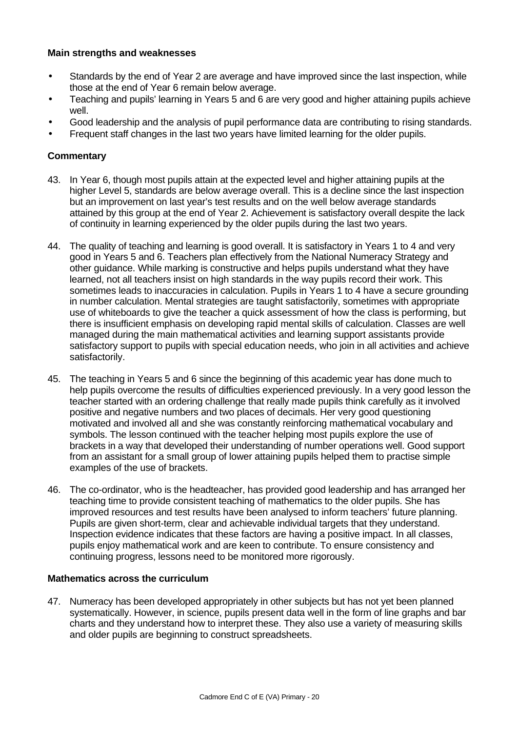**Main strengths and weaknesses**

- Standards by the end of Year 2 are average and have improved since the last inspection, while those at the end of Year 6 remain below average.
- Teaching and pupils' learning in Years 5 and 6 are very good and higher attaining pupils achieve well.
- Good leadership and the analysis of pupil performance data are contributing to rising standards.
- Frequent staff changes in the last two years have limited learning for the older pupils.

**Commentary**

43. In Year 6, though most pupils attain at the expected level and higher attaining pupils at the higher Level 5, standards are below average overall. This is a decline since the last inspection but an improvement on last year's test results and on the well below average standards attained by this group at the end of Year 2. Achievement is satisfactory overall despite the lack of continuity in learning experienced by the older pupils during the last two years.

44. The quality of teaching and learning is good overall. It is satisfactory in Years 1 to 4 and very good in Years 5 and 6. Teachers plan effectively from the National Numeracy Strategy and other guidance. While marking is constructive and helps pupils understand what they have learned, not all teachers insist on high standards in the way pupils record their work. This sometimes leads to inaccuracies in calculation. Pupils in Years 1 to 4 have a secure grounding in number calculation. Mental strategies are taught satisfactorily, sometimes with appropriate use of whiteboards to give the teacher a quick assessment of how the class is performing, but there is insufficient emphasis on developing rapid mental skills of calculation. Classes are well managed during the main mathematical activities and learning support assistants provide satisfactory support to pupils with special education needs, who join in all activities and achieve satisfactorily.

45. The teaching in Years 5 and 6 since the beginning of this academic year has done much to help pupils overcome the results of difficulties experienced previously. In a very good lesson the teacher started with an ordering challenge that really made pupils think carefully as it involved positive and negative numbers and two places of decimals. Her very good questioning motivated and involved all and she was constantly reinforcing mathematical vocabulary and symbols. The lesson continued with the teacher helping most pupils explore the use of brackets in a way that developed their understanding of number operations well. Good support from an assistant for a small group of lower attaining pupils helped them to practise simple examples of the use of brackets.

46. The co-ordinator, who is the headteacher, has provided good leadership and has arranged her teaching time to provide consistent teaching of mathematics to the older pupils. She has improved resources and test results have been analysed to inform teachers' future planning. Pupils are given short-term, clear and achievable individual targets that they understand. Inspection evidence indicates that these factors are having a positive impact. In all classes, pupils enjoy mathematical work and are keen to contribute. To ensure consistency and continuing progress, lessons need to be monitored more rigorously.

**Mathematics across the curriculum**

47. Numeracy has been developed appropriately in other subjects but has not yet been planned systematically. However, in science, pupils present data well in the form of line graphs and bar charts and they understand how to interpret these. They also use a variety of measuring skills and older pupils are beginning to construct spreadsheets.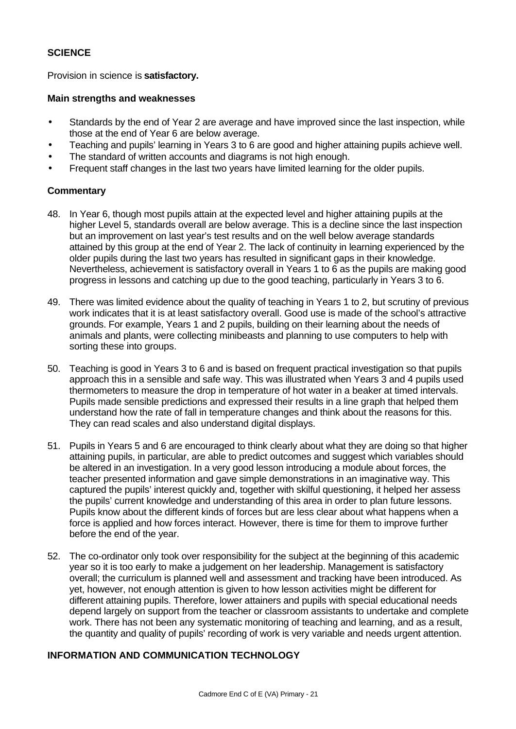## SCIENCE

Provision in science is **satisfactory.**

### Main strengths and weaknesses

- Standards by the end of Year 2 are average and have improved since the last inspection, while those at the end of Year 6 are below average.
- Teaching and pupils' learning in Years 3 to 6 are good and higher attaining pupils achieve well.
- The standard of written accounts and diagrams is not high enough.
- Frequent staff changes in the last two years have limited learning for the older pupils.

### Commentary

48. In Year 6, though most pupils attain at the expected level and higher attaining pupils at the higher Level 5, standards overall are below average. This is a decline since the last inspection but an improvement on last year's test results and on the well below average standards attained by this group at the end of Year 2. The lack of continuity in learning experienced by the older pupils during the last two years has resulted in significant gaps in their knowledge. Nevertheless, achievement is satisfactory overall in Years 1 to 6 as the pupils are making good progress in lessons and catching up due to the good teaching, particularly in Years 3 to 6.

49. There was limited evidence about the quality of teaching in Years 1 to 2, but scrutiny of previous work indicates that it is at least satisfactory overall. Good use is made of the school's attractive grounds. For example, Years 1 and 2 pupils, building on their learning about the needs of animals and plants, were collecting minibeasts and planning to use computers to help with sorting these into groups.

50. Teaching is good in Years 3 to 6 and is based on frequent practical investigation so that pupils approach this in a sensible and safe way. This was illustrated when Years 3 and 4 pupils used thermometers to measure the drop in temperature of hot water in a beaker at timed intervals. Pupils made sensible predictions and expressed their results in a line graph that helped them understand how the rate of fall in temperature changes and think about the reasons for this. They can read scales and also understand digital displays.

51. Pupils in Years 5 and 6 are encouraged to think clearly about what they are doing so that higher attaining pupils, in particular, are able to predict outcomes and suggest which variables should be altered in an investigation. In a very good lesson introducing a module about forces, the teacher presented information and gave simple demonstrations in an imaginative way. This captured the pupils' interest quickly and, together with skilful questioning, it helped her assess the pupils' current knowledge and understanding of this area in order to plan future lessons. Pupils know about the different kinds of forces but are less clear about what happens when a force is applied and how forces interact. However, there is time for them to improve further before the end of the year.

52. The co-ordinator only took over responsibility for the subject at the beginning of this academic year so it is too early to make a judgement on her leadership. Management is satisfactory overall; the curriculum is planned well and assessment and tracking have been introduced. As yet, however, not enough attention is given to how lesson activities might be different for different attaining pupils. Therefore, lower attainers and pupils with special educational needs depend largely on support from the teacher or classroom assistants to undertake and complete work. There has not been any systematic monitoring of teaching and learning, and as a result, the quantity and quality of pupils' recording of work is very variable and needs urgent attention.

## INFORMATION AND COMMUNICATION TECHNOLOGY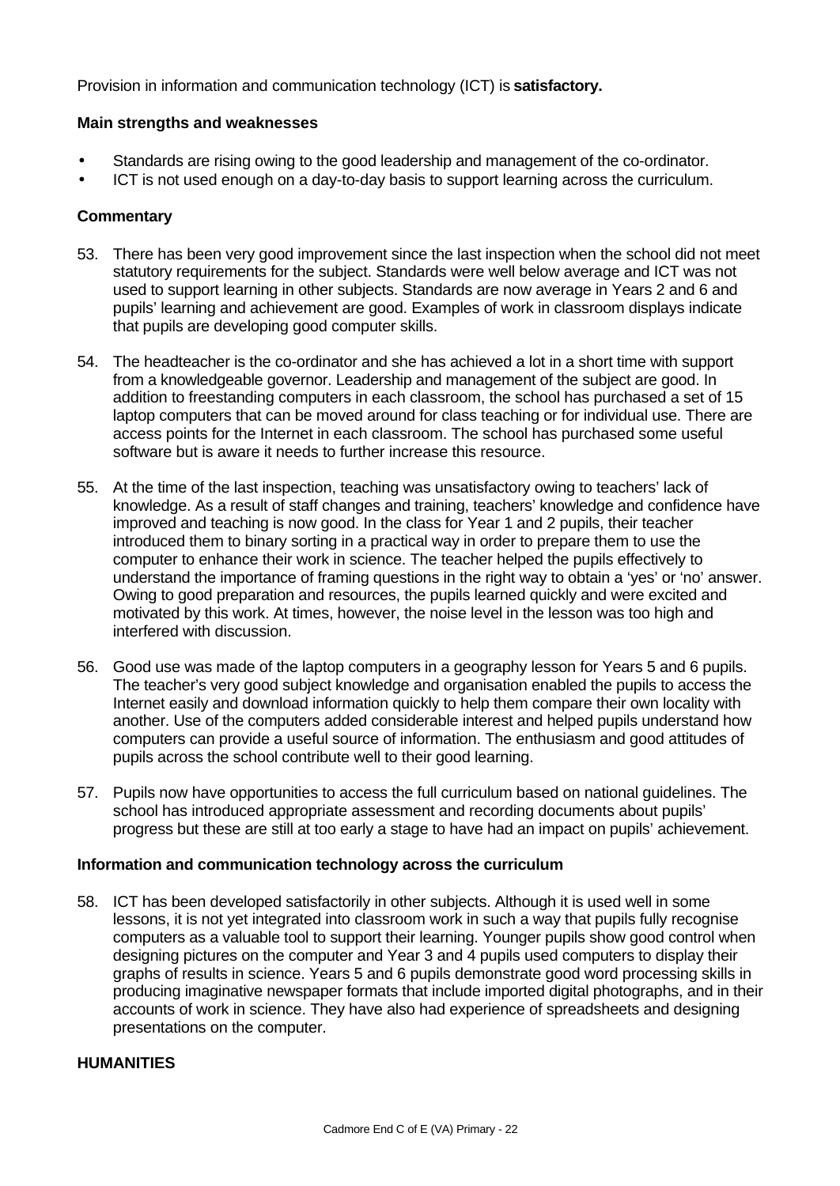Provision in information and communication technology (ICT) is **satisfactory.**

**Main strengths and weaknesses**

- Standards are rising owing to the good leadership and management of the co-ordinator.
- ICT is not used enough on a day-to-day basis to support learning across the curriculum.

**Commentary**

53. There has been very good improvement since the last inspection when the school did not meet statutory requirements for the subject. Standards were well below average and ICT was not used to support learning in other subjects. Standards are now average in Years 2 and 6 and pupils' learning and achievement are good. Examples of work in classroom displays indicate that pupils are developing good computer skills.

54. The headteacher is the co-ordinator and she has achieved a lot in a short time with support from a knowledgeable governor. Leadership and management of the subject are good. In addition to freestanding computers in each classroom, the school has purchased a set of 15 laptop computers that can be moved around for class teaching or for individual use. There are access points for the Internet in each classroom. The school has purchased some useful software but is aware it needs to further increase this resource.

55. At the time of the last inspection, teaching was unsatisfactory owing to teachers' lack of knowledge. As a result of staff changes and training, teachers' knowledge and confidence have improved and teaching is now good. In the class for Year 1 and 2 pupils, their teacher introduced them to binary sorting in a practical way in order to prepare them to use the computer to enhance their work in science. The teacher helped the pupils effectively to understand the importance of framing questions in the right way to obtain a 'yes' or 'no' answer. Owing to good preparation and resources, the pupils learned quickly and were excited and motivated by this work. At times, however, the noise level in the lesson was too high and interfered with discussion.

56. Good use was made of the laptop computers in a geography lesson for Years 5 and 6 pupils. The teacher's very good subject knowledge and organisation enabled the pupils to access the Internet easily and download information quickly to help them compare their own locality with another. Use of the computers added considerable interest and helped pupils understand how computers can provide a useful source of information. The enthusiasm and good attitudes of pupils across the school contribute well to their good learning.

57. Pupils now have opportunities to access the full curriculum based on national guidelines. The school has introduced appropriate assessment and recording documents about pupils' progress but these are still at too early a stage to have had an impact on pupils' achievement.

**Information and communication technology across the curriculum**

58. ICT has been developed satisfactorily in other subjects. Although it is used well in some lessons, it is not yet integrated into classroom work in such a way that pupils fully recognise computers as a valuable tool to support their learning. Younger pupils show good control when designing pictures on the computer and Year 3 and 4 pupils used computers to display their graphs of results in science. Years 5 and 6 pupils demonstrate good word processing skills in producing imaginative newspaper formats that include imported digital photographs, and in their accounts of work in science. They have also had experience of spreadsheets and designing presentations on the computer.

**HUMANITIES**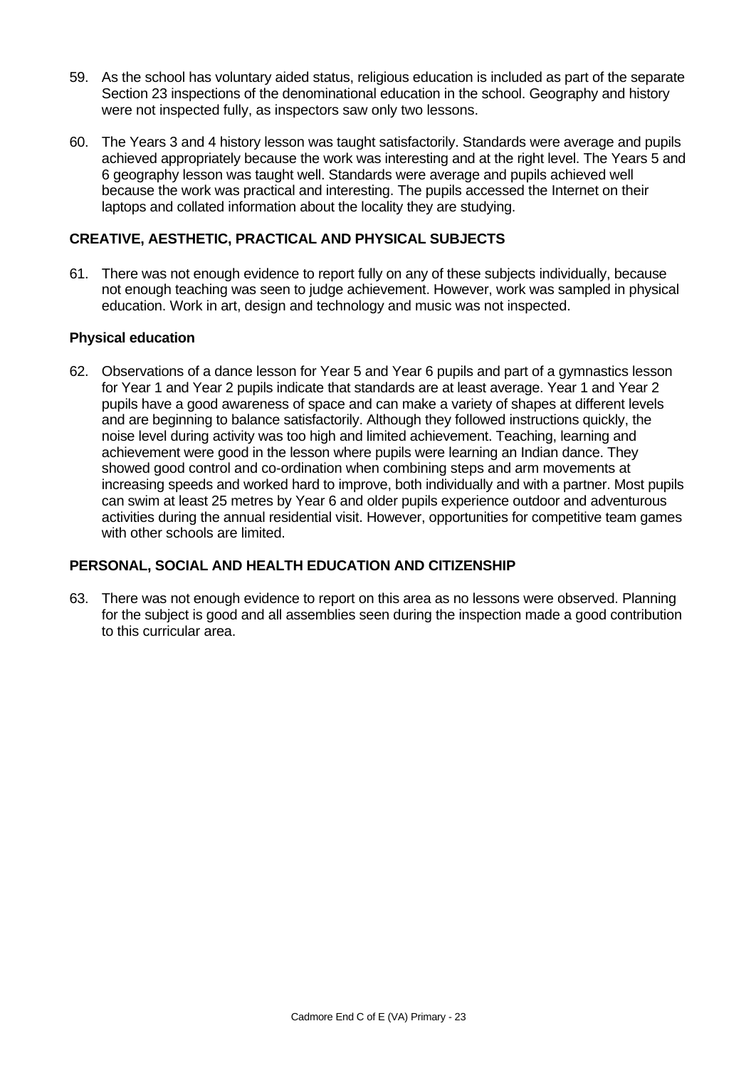59. As the school has voluntary aided status, religious education is included as part of the separate Section 23 inspections of the denominational education in the school. Geography and history were not inspected fully, as inspectors saw only two lessons.

60. The Years 3 and 4 history lesson was taught satisfactorily. Standards were average and pupils achieved appropriately because the work was interesting and at the right level. The Years 5 and 6 geography lesson was taught well. Standards were average and pupils achieved well because the work was practical and interesting. The pupils accessed the Internet on their laptops and collated information about the locality they are studying.

## CREATIVE, AESTHETIC, PRACTICAL AND PHYSICAL SUBJECTS

61. There was not enough evidence to report fully on any of these subjects individually, because not enough teaching was seen to judge achievement. However, work was sampled in physical education. Work in art, design and technology and music was not inspected.

### Physical education

62. Observations of a dance lesson for Year 5 and Year 6 pupils and part of a gymnastics lesson for Year 1 and Year 2 pupils indicate that standards are at least average. Year 1 and Year 2 pupils have a good awareness of space and can make a variety of shapes at different levels and are beginning to balance satisfactorily. Although they followed instructions quickly, the noise level during activity was too high and limited achievement. Teaching, learning and achievement were good in the lesson where pupils were learning an Indian dance. They showed good control and co-ordination when combining steps and arm movements at increasing speeds and worked hard to improve, both individually and with a partner. Most pupils can swim at least 25 metres by Year 6 and older pupils experience outdoor and adventurous activities during the annual residential visit. However, opportunities for competitive team games with other schools are limited.

## PERSONAL, SOCIAL AND HEALTH EDUCATION AND CITIZENSHIP

63. There was not enough evidence to report on this area as no lessons were observed. Planning for the subject is good and all assemblies seen during the inspection made a good contribution to this curricular area.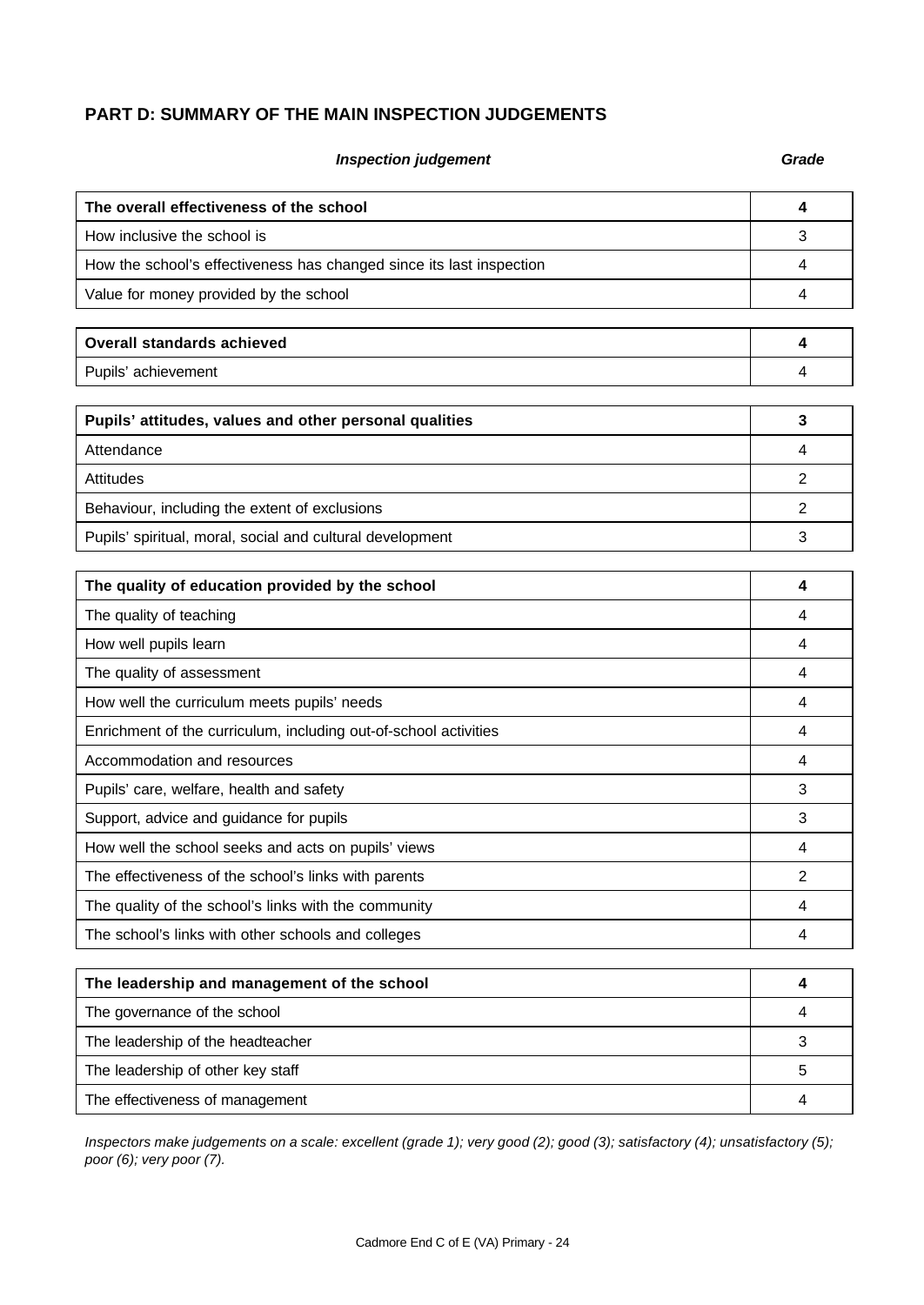## PART D: SUMMARY OF THE MAIN INSPECTION JUDGEMENTS

| *Inspection judgement* | *Grade* |
|---|---|
| **The overall effectiveness of the school** | **4** |
| How inclusive the school is | 3 |
| How the school's effectiveness has changed since its last inspection | 4 |
| Value for money provided by the school | 4 |
| **Overall standards achieved** | **4** |
| Pupils' achievement | 4 |
| **Pupils' attitudes, values and other personal qualities** | **3** |
| Attendance | 4 |
| Attitudes | 2 |
| Behaviour, including the extent of exclusions | 2 |
| Pupils' spiritual, moral, social and cultural development | 3 |
| **The quality of education provided by the school** | **4** |
| The quality of teaching | 4 |
| How well pupils learn | 4 |
| The quality of assessment | 4 |
| How well the curriculum meets pupils' needs | 4 |
| Enrichment of the curriculum, including out-of-school activities | 4 |
| Accommodation and resources | 4 |
| Pupils' care, welfare, health and safety | 3 |
| Support, advice and guidance for pupils | 3 |
| How well the school seeks and acts on pupils' views | 4 |
| The effectiveness of the school's links with parents | 2 |
| The quality of the school's links with the community | 4 |
| The school's links with other schools and colleges | 4 |
| **The leadership and management of the school** | **4** |
| The governance of the school | 4 |
| The leadership of the headteacher | 3 |
| The leadership of other key staff | 5 |
| The effectiveness of management | 4 |

*Inspectors make judgements on a scale: excellent (grade 1); very good (2); good (3); satisfactory (4); unsatisfactory (5); poor (6); very poor (7).*